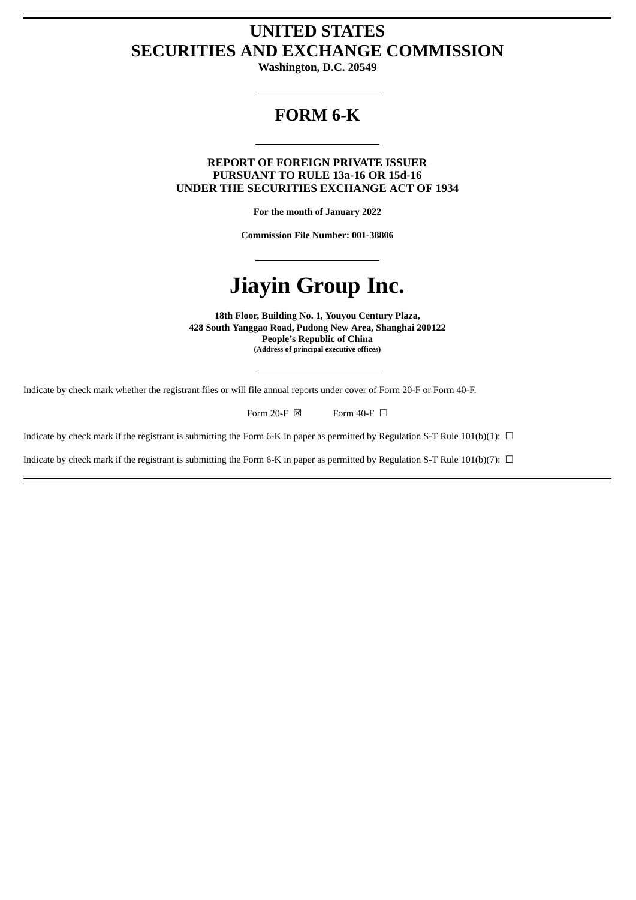# UNITED STATES
# SECURITIES AND EXCHANGE COMMISSION

**Washington, D.C. 20549**

---

## FORM 6-K

---

**REPORT OF FOREIGN PRIVATE ISSUER**
**PURSUANT TO RULE 13a-16 OR 15d-16**
**UNDER THE SECURITIES EXCHANGE ACT OF 1934**

**For the month of January 2022**

**Commission File Number: 001-38806**

---

# Jiayin Group Inc.

**18th Floor, Building No. 1, Youyou Century Plaza,**
**428 South Yanggao Road, Pudong New Area, Shanghai 200122**
**People's Republic of China**
**(Address of principal executive offices)**

---

Indicate by check mark whether the registrant files or will file annual reports under cover of Form 20-F or Form 40-F.

Form 20-F ☒ Form 40-F ☐

Indicate by check mark if the registrant is submitting the Form 6-K in paper as permitted by Regulation S-T Rule 101(b)(1): ☐

Indicate by check mark if the registrant is submitting the Form 6-K in paper as permitted by Regulation S-T Rule 101(b)(7): ☐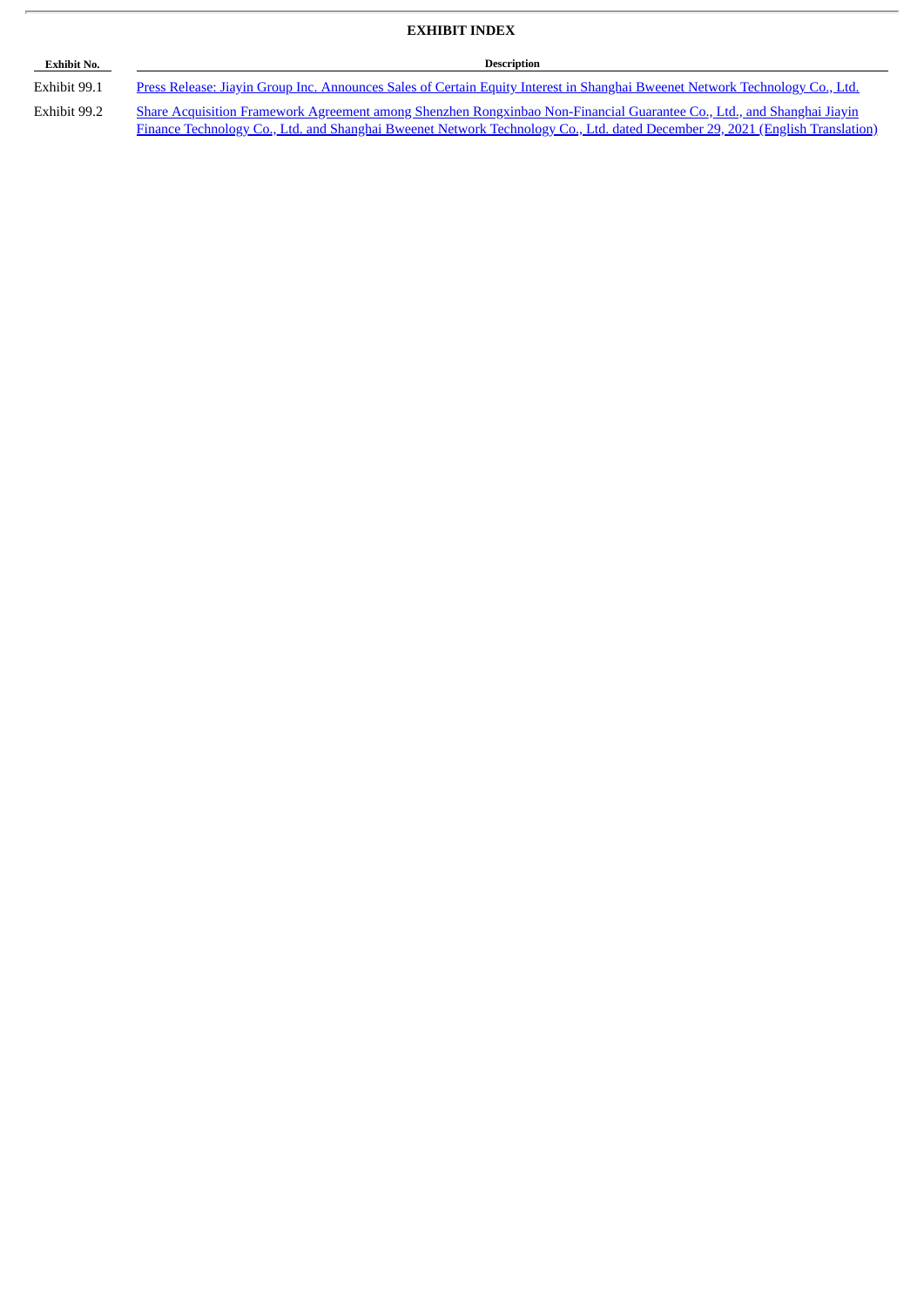## EXHIBIT INDEX

| Exhibit No. | Description |
| --- | --- |
| Exhibit 99.1 | Press Release: Jiayin Group Inc. Announces Sales of Certain Equity Interest in Shanghai Bweenet Network Technology Co., Ltd. |
| Exhibit 99.2 | Share Acquisition Framework Agreement among Shenzhen Rongxinbao Non-Financial Guarantee Co., Ltd., and Shanghai Jiayin Finance Technology Co., Ltd. and Shanghai Bweenet Network Technology Co., Ltd. dated December 29, 2021 (English Translation) |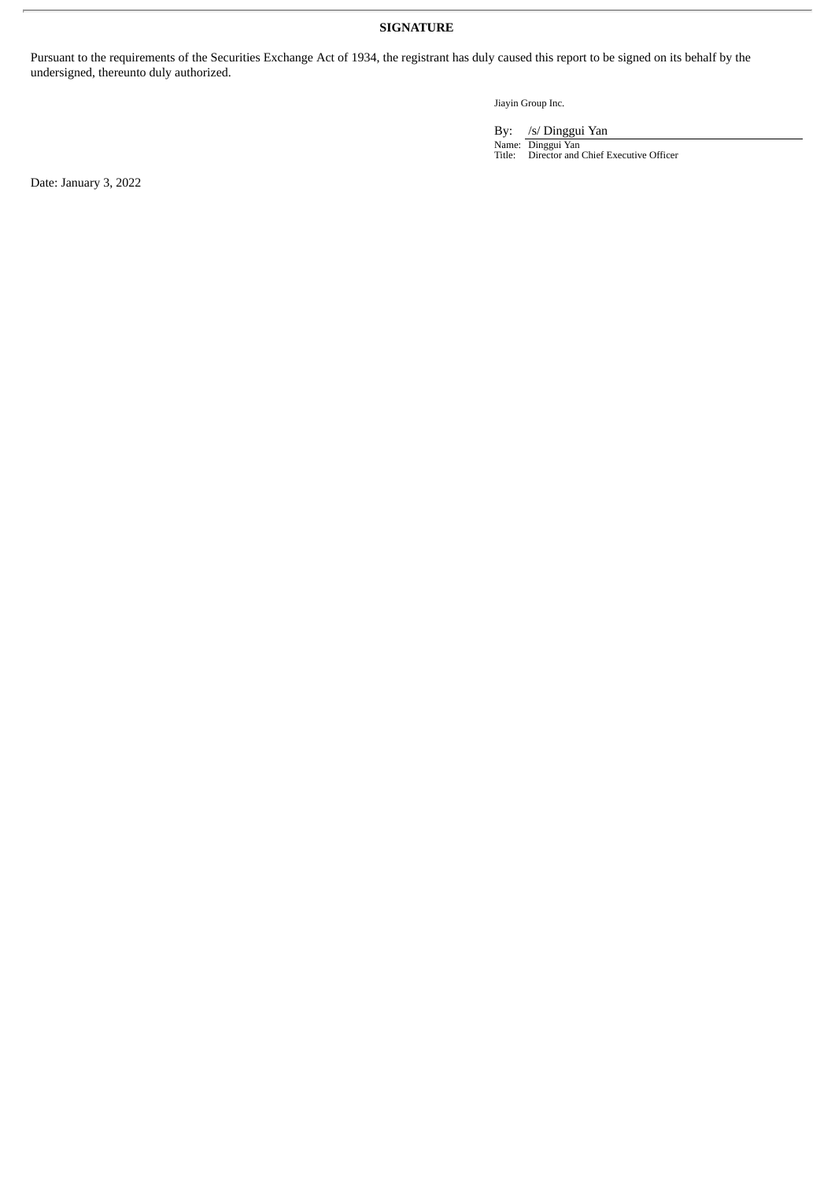**SIGNATURE**

Pursuant to the requirements of the Securities Exchange Act of 1934, the registrant has duly caused this report to be signed on its behalf by the undersigned, thereunto duly authorized.

Jiayin Group Inc.

By: /s/ Dinggui Yan
Name: Dinggui Yan
Title: Director and Chief Executive Officer

Date: January 3, 2022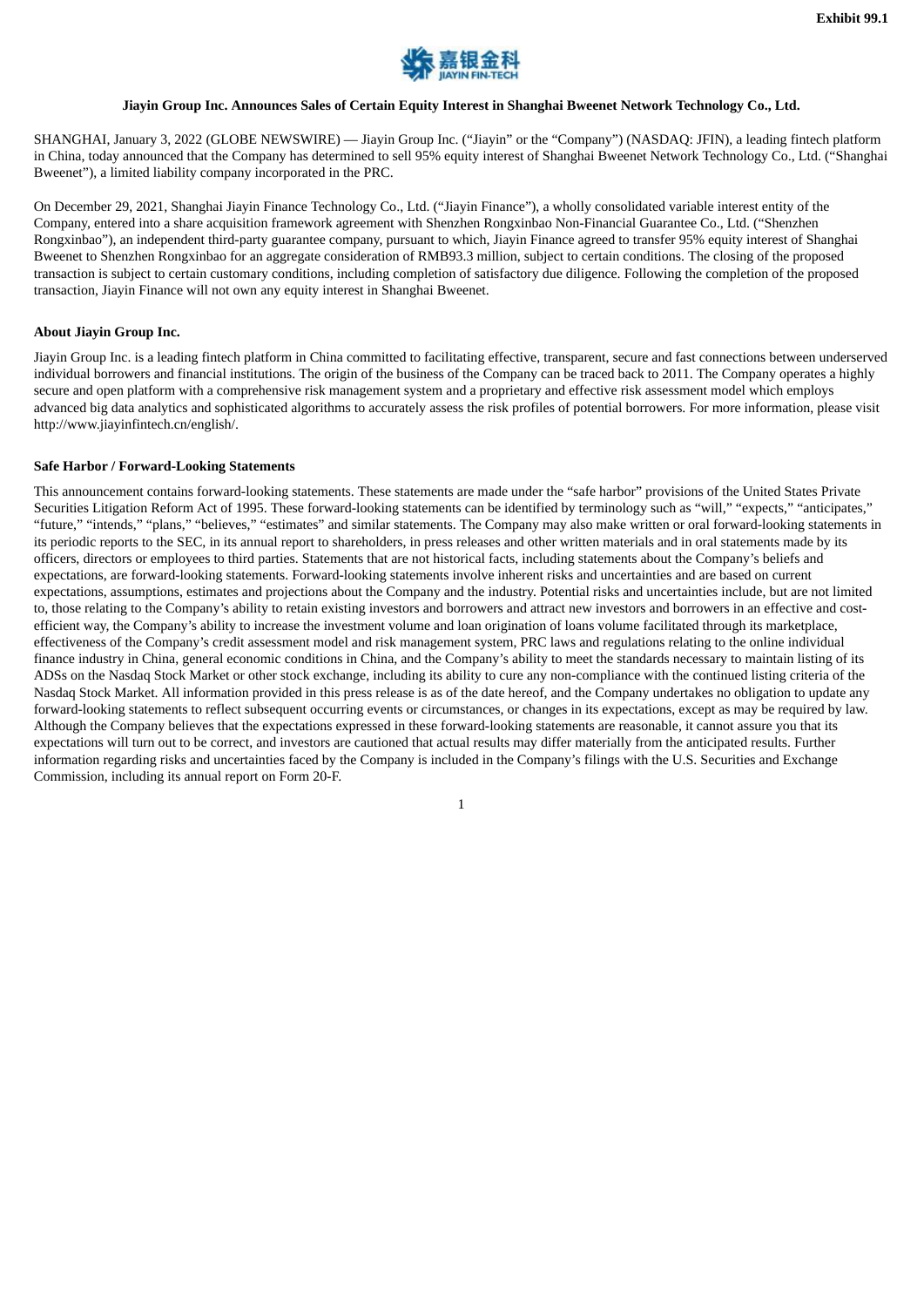Exhibit 99.1

嘉银金科
JIAYIN FIN-TECH

**Jiayin Group Inc. Announces Sales of Certain Equity Interest in Shanghai Bweenet Network Technology Co., Ltd.**

SHANGHAI, January 3, 2022 (GLOBE NEWSWIRE) — Jiayin Group Inc. ("Jiayin" or the "Company") (NASDAQ: JFIN), a leading fintech platform in China, today announced that the Company has determined to sell 95% equity interest of Shanghai Bweenet Network Technology Co., Ltd. ("Shanghai Bweenet"), a limited liability company incorporated in the PRC.

On December 29, 2021, Shanghai Jiayin Finance Technology Co., Ltd. ("Jiayin Finance"), a wholly consolidated variable interest entity of the Company, entered into a share acquisition framework agreement with Shenzhen Rongxinbao Non-Financial Guarantee Co., Ltd. ("Shenzhen Rongxinbao"), an independent third-party guarantee company, pursuant to which, Jiayin Finance agreed to transfer 95% equity interest of Shanghai Bweenet to Shenzhen Rongxinbao for an aggregate consideration of RMB93.3 million, subject to certain conditions. The closing of the proposed transaction is subject to certain customary conditions, including completion of satisfactory due diligence. Following the completion of the proposed transaction, Jiayin Finance will not own any equity interest in Shanghai Bweenet.

**About Jiayin Group Inc.**

Jiayin Group Inc. is a leading fintech platform in China committed to facilitating effective, transparent, secure and fast connections between underserved individual borrowers and financial institutions. The origin of the business of the Company can be traced back to 2011. The Company operates a highly secure and open platform with a comprehensive risk management system and a proprietary and effective risk assessment model which employs advanced big data analytics and sophisticated algorithms to accurately assess the risk profiles of potential borrowers. For more information, please visit http://www.jiayinfintech.cn/english/.

**Safe Harbor / Forward-Looking Statements**

This announcement contains forward-looking statements. These statements are made under the "safe harbor" provisions of the United States Private Securities Litigation Reform Act of 1995. These forward-looking statements can be identified by terminology such as "will," "expects," "anticipates," "future," "intends," "plans," "believes," "estimates" and similar statements. The Company may also make written or oral forward-looking statements in its periodic reports to the SEC, in its annual report to shareholders, in press releases and other written materials and in oral statements made by its officers, directors or employees to third parties. Statements that are not historical facts, including statements about the Company's beliefs and expectations, are forward-looking statements. Forward-looking statements involve inherent risks and uncertainties and are based on current expectations, assumptions, estimates and projections about the Company and the industry. Potential risks and uncertainties include, but are not limited to, those relating to the Company's ability to retain existing investors and borrowers and attract new investors and borrowers in an effective and cost-efficient way, the Company's ability to increase the investment volume and loan origination of loans volume facilitated through its marketplace, effectiveness of the Company's credit assessment model and risk management system, PRC laws and regulations relating to the online individual finance industry in China, general economic conditions in China, and the Company's ability to meet the standards necessary to maintain listing of its ADSs on the Nasdaq Stock Market or other stock exchange, including its ability to cure any non-compliance with the continued listing criteria of the Nasdaq Stock Market. All information provided in this press release is as of the date hereof, and the Company undertakes no obligation to update any forward-looking statements to reflect subsequent occurring events or circumstances, or changes in its expectations, except as may be required by law. Although the Company believes that the expectations expressed in these forward-looking statements are reasonable, it cannot assure you that its expectations will turn out to be correct, and investors are cautioned that actual results may differ materially from the anticipated results. Further information regarding risks and uncertainties faced by the Company is included in the Company's filings with the U.S. Securities and Exchange Commission, including its annual report on Form 20-F.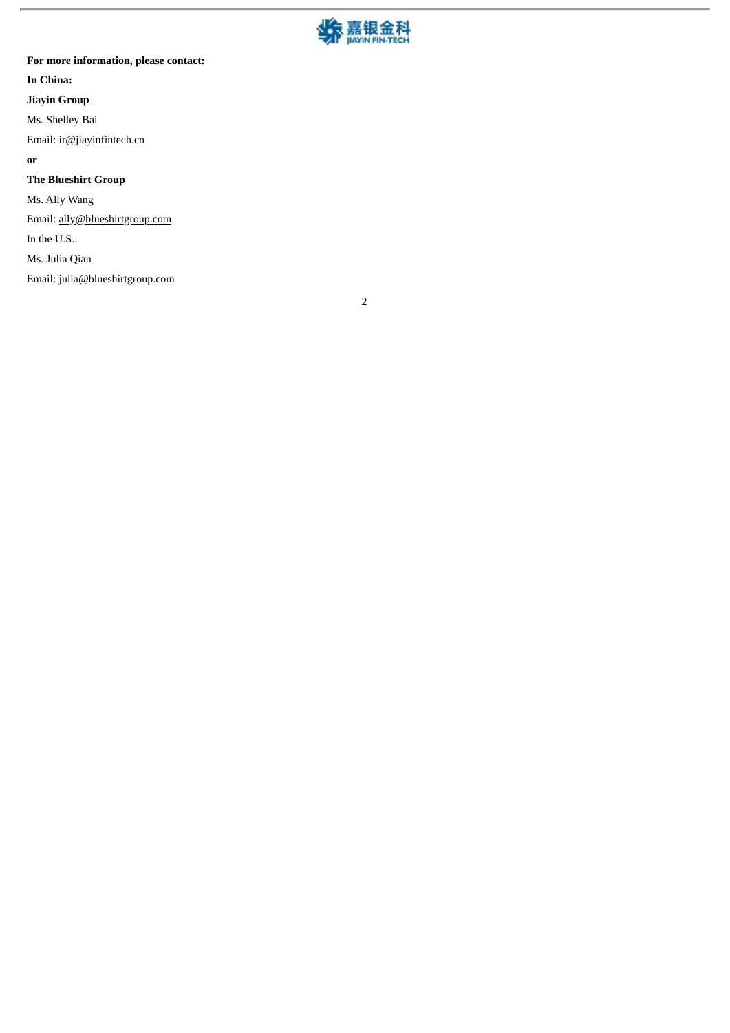**For more information, please contact:**

**In China:**

**Jiayin Group**

Ms. Shelley Bai

Email: ir@jiayinfintech.cn

**or**

**The Blueshirt Group**

Ms. Ally Wang

Email: ally@blueshirtgroup.com

In the U.S.:

Ms. Julia Qian

Email: julia@blueshirtgroup.com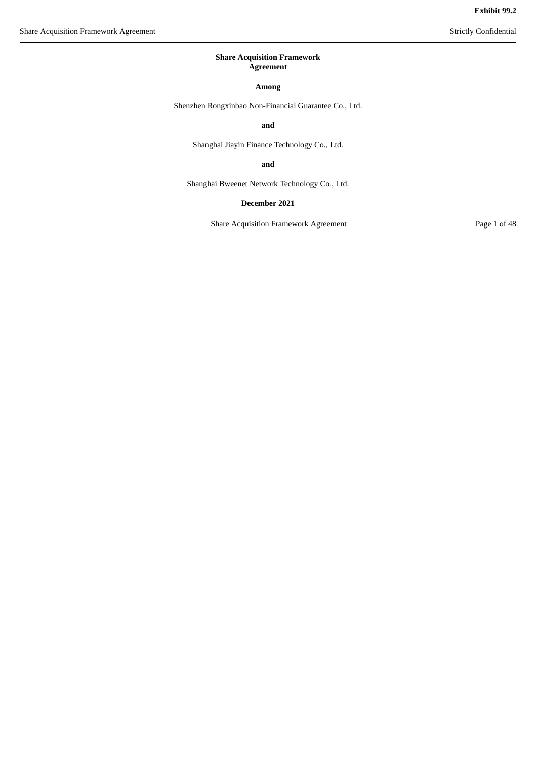**Exhibit 99.2**

**Share Acquisition Framework Agreement**

**Among**

Shenzhen Rongxinbao Non-Financial Guarantee Co., Ltd.

**and**

Shanghai Jiayin Finance Technology Co., Ltd.

**and**

Shanghai Bweenet Network Technology Co., Ltd.

**December 2021**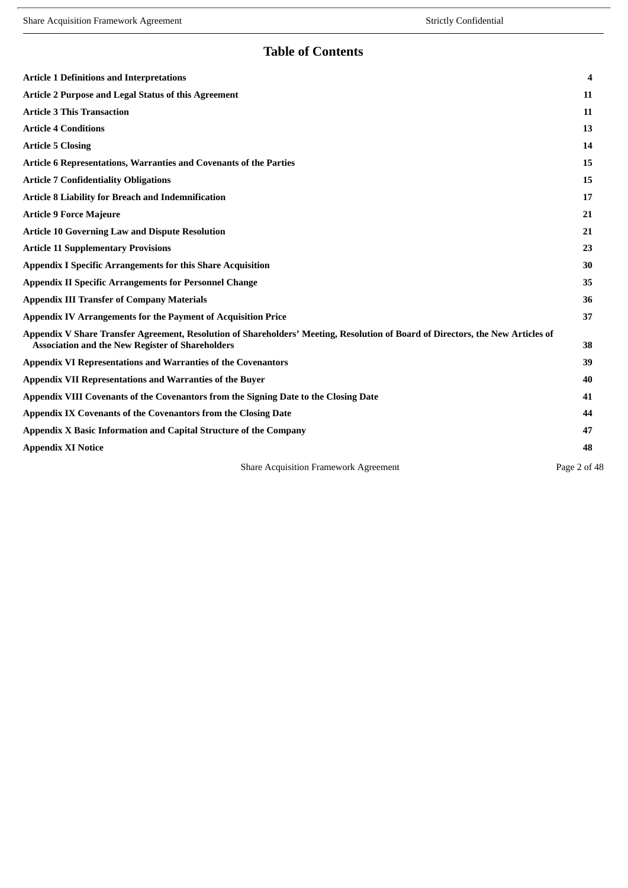# Table of Contents

| | |
|---|---|
| **Article 1 Definitions and Interpretations** | **4** |
| **Article 2 Purpose and Legal Status of this Agreement** | **11** |
| **Article 3 This Transaction** | **11** |
| **Article 4 Conditions** | **13** |
| **Article 5 Closing** | **14** |
| **Article 6 Representations, Warranties and Covenants of the Parties** | **15** |
| **Article 7 Confidentiality Obligations** | **15** |
| **Article 8 Liability for Breach and Indemnification** | **17** |
| **Article 9 Force Majeure** | **21** |
| **Article 10 Governing Law and Dispute Resolution** | **21** |
| **Article 11 Supplementary Provisions** | **23** |
| **Appendix I Specific Arrangements for this Share Acquisition** | **30** |
| **Appendix II Specific Arrangements for Personnel Change** | **35** |
| **Appendix III Transfer of Company Materials** | **36** |
| **Appendix IV Arrangements for the Payment of Acquisition Price** | **37** |
| **Appendix V Share Transfer Agreement, Resolution of Shareholders' Meeting, Resolution of Board of Directors, the New Articles of Association and the New Register of Shareholders** | **38** |
| **Appendix VI Representations and Warranties of the Covenantors** | **39** |
| **Appendix VII Representations and Warranties of the Buyer** | **40** |
| **Appendix VIII Covenants of the Covenantors from the Signing Date to the Closing Date** | **41** |
| **Appendix IX Covenants of the Covenantors from the Closing Date** | **44** |
| **Appendix X Basic Information and Capital Structure of the Company** | **47** |
| **Appendix XI Notice** | **48** |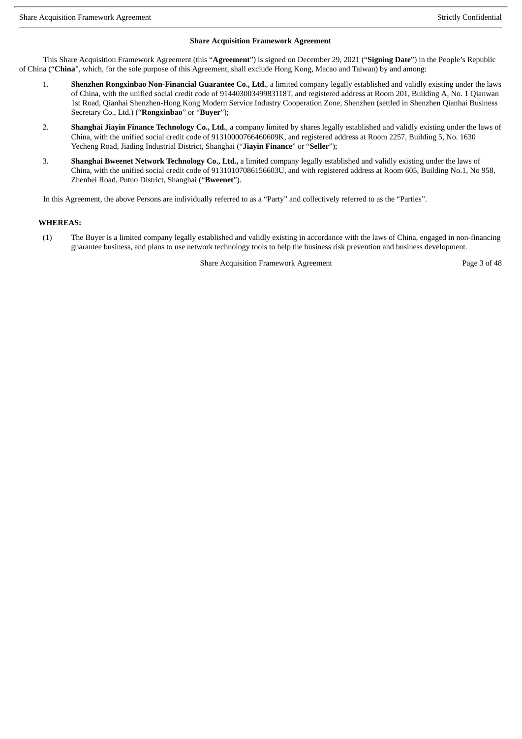**Share Acquisition Framework Agreement**

This Share Acquisition Framework Agreement (this "**Agreement**") is signed on December 29, 2021 ("**Signing Date**") in the People's Republic of China ("**China**", which, for the sole purpose of this Agreement, shall exclude Hong Kong, Macao and Taiwan) by and among:

1. **Shenzhen Rongxinbao Non-Financial Guarantee Co., Ltd.**, a limited company legally established and validly existing under the laws of China, with the unified social credit code of 91440300349983118T, and registered address at Room 201, Building A, No. 1 Qianwan 1st Road, Qianhai Shenzhen-Hong Kong Modern Service Industry Cooperation Zone, Shenzhen (settled in Shenzhen Qianhai Business Secretary Co., Ltd.) ("**Rongxinbao**" or "**Buyer**");

2. **Shanghai Jiayin Finance Technology Co., Ltd.**, a company limited by shares legally established and validly existing under the laws of China, with the unified social credit code of 91310000766460609K, and registered address at Room 2257, Building 5, No. 1630 Yecheng Road, Jiading Industrial District, Shanghai ("**Jiayin Finance**" or "**Seller**");

3. **Shanghai Bweenet Network Technology Co., Ltd.,** a limited company legally established and validly existing under the laws of China, with the unified social credit code of 91310107086156603U, and with registered address at Room 605, Building No.1, No 958, Zhenbei Road, Putuo District, Shanghai ("**Bweenet**").

In this Agreement, the above Persons are individually referred to as a "Party" and collectively referred to as the "Parties".

**WHEREAS:**

(1) The Buyer is a limited company legally established and validly existing in accordance with the laws of China, engaged in non-financing guarantee business, and plans to use network technology tools to help the business risk prevention and business development.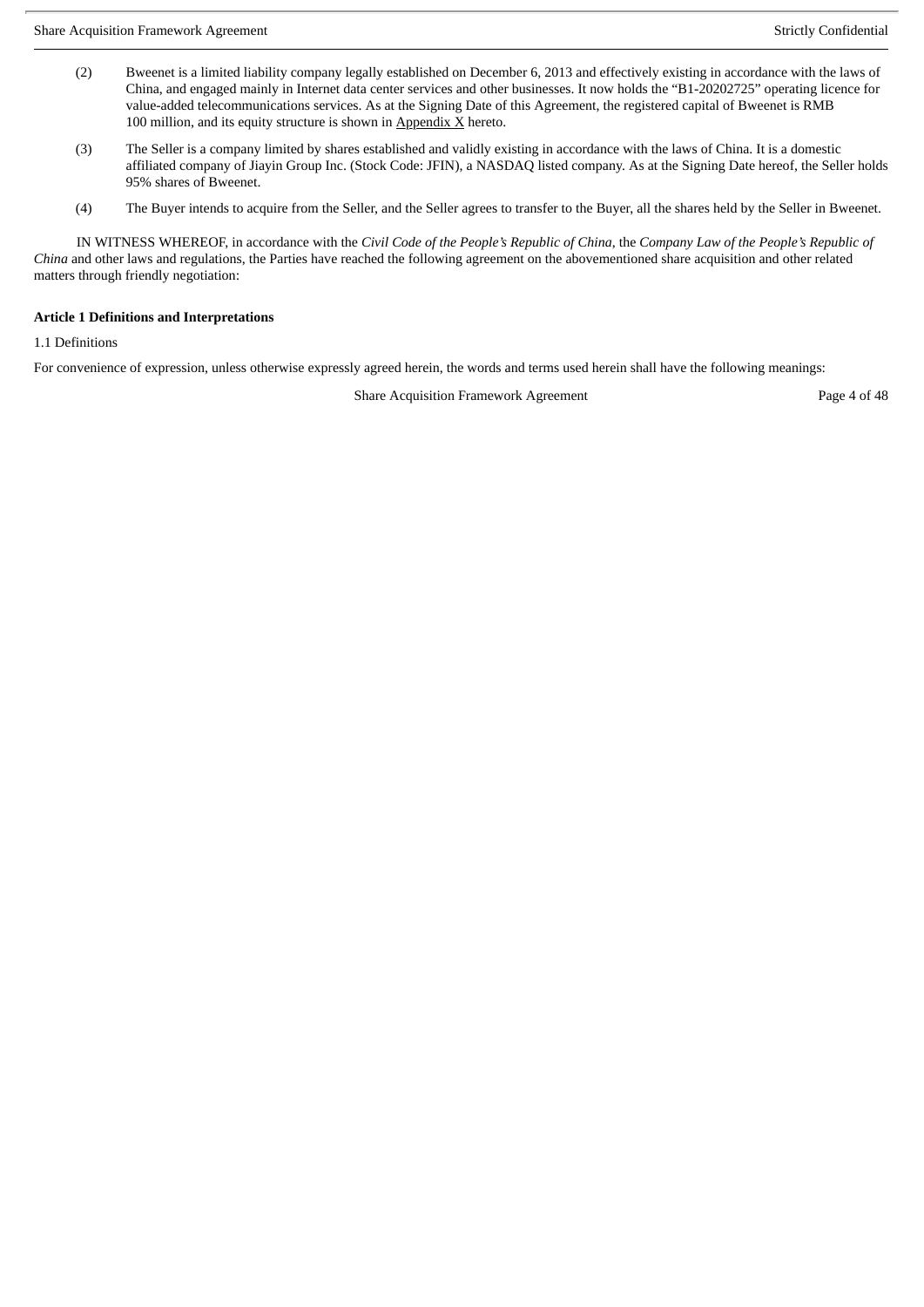(2) Bweenet is a limited liability company legally established on December 6, 2013 and effectively existing in accordance with the laws of China, and engaged mainly in Internet data center services and other businesses. It now holds the "B1-20202725" operating licence for value-added telecommunications services. As at the Signing Date of this Agreement, the registered capital of Bweenet is RMB 100 million, and its equity structure is shown in Appendix X hereto.

(3) The Seller is a company limited by shares established and validly existing in accordance with the laws of China. It is a domestic affiliated company of Jiayin Group Inc. (Stock Code: JFIN), a NASDAQ listed company. As at the Signing Date hereof, the Seller holds 95% shares of Bweenet.

(4) The Buyer intends to acquire from the Seller, and the Seller agrees to transfer to the Buyer, all the shares held by the Seller in Bweenet.

IN WITNESS WHEREOF, in accordance with the *Civil Code of the People's Republic of China*, the *Company Law of the People's Republic of China* and other laws and regulations, the Parties have reached the following agreement on the abovementioned share acquisition and other related matters through friendly negotiation:

**Article 1 Definitions and Interpretations**

1.1 Definitions

For convenience of expression, unless otherwise expressly agreed herein, the words and terms used herein shall have the following meanings: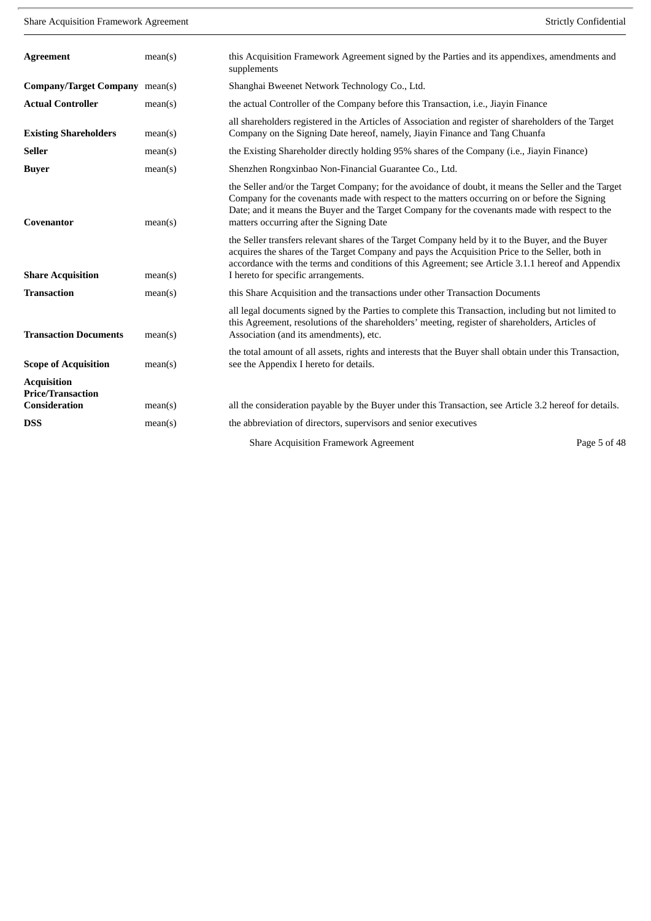| | | |
|---|---|---|
| **Agreement** | mean(s) | this Acquisition Framework Agreement signed by the Parties and its appendixes, amendments and supplements |
| **Company/Target Company** | mean(s) | Shanghai Bweenet Network Technology Co., Ltd. |
| **Actual Controller** | mean(s) | the actual Controller of the Company before this Transaction, i.e., Jiayin Finance |
| **Existing Shareholders** | mean(s) | all shareholders registered in the Articles of Association and register of shareholders of the Target Company on the Signing Date hereof, namely, Jiayin Finance and Tang Chuanfa |
| **Seller** | mean(s) | the Existing Shareholder directly holding 95% shares of the Company (i.e., Jiayin Finance) |
| **Buyer** | mean(s) | Shenzhen Rongxinbao Non-Financial Guarantee Co., Ltd. |
| **Covenantor** | mean(s) | the Seller and/or the Target Company; for the avoidance of doubt, it means the Seller and the Target Company for the covenants made with respect to the matters occurring on or before the Signing Date; and it means the Buyer and the Target Company for the covenants made with respect to the matters occurring after the Signing Date |
| **Share Acquisition** | mean(s) | the Seller transfers relevant shares of the Target Company held by it to the Buyer, and the Buyer acquires the shares of the Target Company and pays the Acquisition Price to the Seller, both in accordance with the terms and conditions of this Agreement; see Article 3.1.1 hereof and Appendix I hereto for specific arrangements. |
| **Transaction** | mean(s) | this Share Acquisition and the transactions under other Transaction Documents |
| **Transaction Documents** | mean(s) | all legal documents signed by the Parties to complete this Transaction, including but not limited to this Agreement, resolutions of the shareholders' meeting, register of shareholders, Articles of Association (and its amendments), etc. |
| **Scope of Acquisition** | mean(s) | the total amount of all assets, rights and interests that the Buyer shall obtain under this Transaction, see the Appendix I hereto for details. |
| **Acquisition Price/Transaction Consideration** | mean(s) | all the consideration payable by the Buyer under this Transaction, see Article 3.2 hereof for details. |
| **DSS** | mean(s) | the abbreviation of directors, supervisors and senior executives |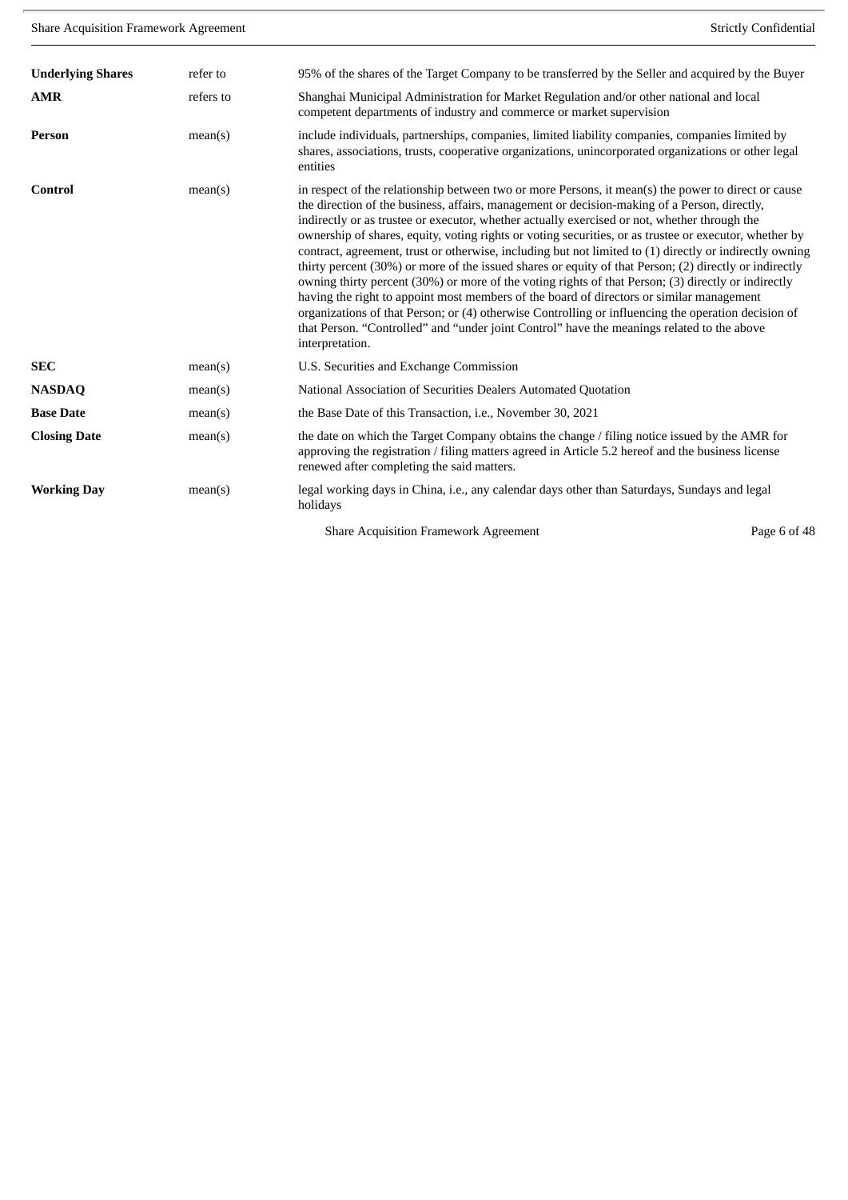| | | |
|---|---|---|
| **Underlying Shares** | refer to | 95% of the shares of the Target Company to be transferred by the Seller and acquired by the Buyer |
| **AMR** | refers to | Shanghai Municipal Administration for Market Regulation and/or other national and local competent departments of industry and commerce or market supervision |
| **Person** | mean(s) | include individuals, partnerships, companies, limited liability companies, companies limited by shares, associations, trusts, cooperative organizations, unincorporated organizations or other legal entities |
| **Control** | mean(s) | in respect of the relationship between two or more Persons, it mean(s) the power to direct or cause the direction of the business, affairs, management or decision-making of a Person, directly, indirectly or as trustee or executor, whether actually exercised or not, whether through the ownership of shares, equity, voting rights or voting securities, or as trustee or executor, whether by contract, agreement, trust or otherwise, including but not limited to (1) directly or indirectly owning thirty percent (30%) or more of the issued shares or equity of that Person; (2) directly or indirectly owning thirty percent (30%) or more of the voting rights of that Person; (3) directly or indirectly having the right to appoint most members of the board of directors or similar management organizations of that Person; or (4) otherwise Controlling or influencing the operation decision of that Person. "Controlled" and "under joint Control" have the meanings related to the above interpretation. |
| **SEC** | mean(s) | U.S. Securities and Exchange Commission |
| **NASDAQ** | mean(s) | National Association of Securities Dealers Automated Quotation |
| **Base Date** | mean(s) | the Base Date of this Transaction, i.e., November 30, 2021 |
| **Closing Date** | mean(s) | the date on which the Target Company obtains the change / filing notice issued by the AMR for approving the registration / filing matters agreed in Article 5.2 hereof and the business license renewed after completing the said matters. |
| **Working Day** | mean(s) | legal working days in China, i.e., any calendar days other than Saturdays, Sundays and legal holidays |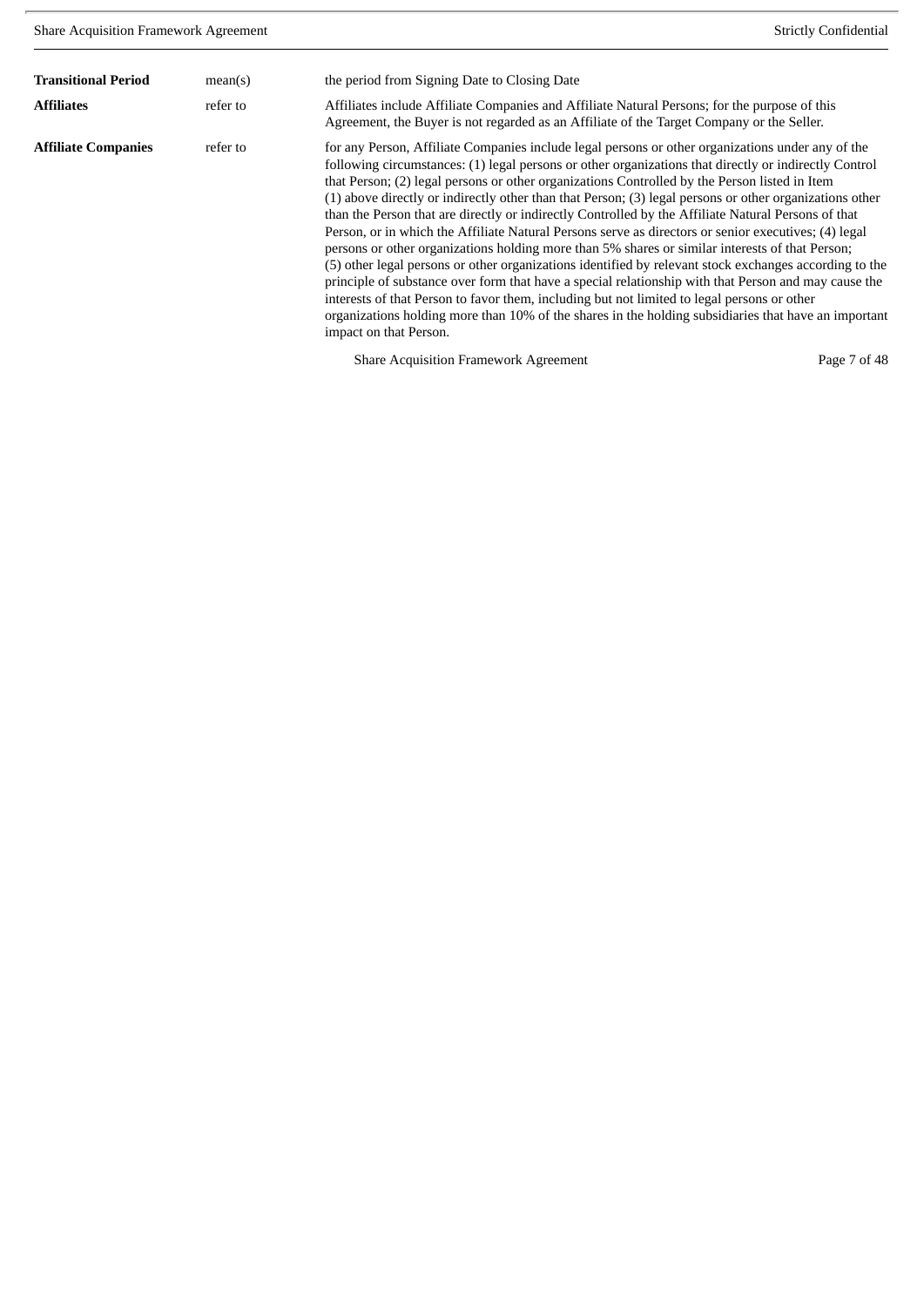| | | |
|---|---|---|
| **Transitional Period** | mean(s) | the period from Signing Date to Closing Date |
| **Affiliates** | refer to | Affiliates include Affiliate Companies and Affiliate Natural Persons; for the purpose of this Agreement, the Buyer is not regarded as an Affiliate of the Target Company or the Seller. |
| **Affiliate Companies** | refer to | for any Person, Affiliate Companies include legal persons or other organizations under any of the following circumstances: (1) legal persons or other organizations that directly or indirectly Control that Person; (2) legal persons or other organizations Controlled by the Person listed in Item (1) above directly or indirectly other than that Person; (3) legal persons or other organizations other than the Person that are directly or indirectly Controlled by the Affiliate Natural Persons of that Person, or in which the Affiliate Natural Persons serve as directors or senior executives; (4) legal persons or other organizations holding more than 5% shares or similar interests of that Person; (5) other legal persons or other organizations identified by relevant stock exchanges according to the principle of substance over form that have a special relationship with that Person and may cause the interests of that Person to favor them, including but not limited to legal persons or other organizations holding more than 10% of the shares in the holding subsidiaries that have an important impact on that Person. |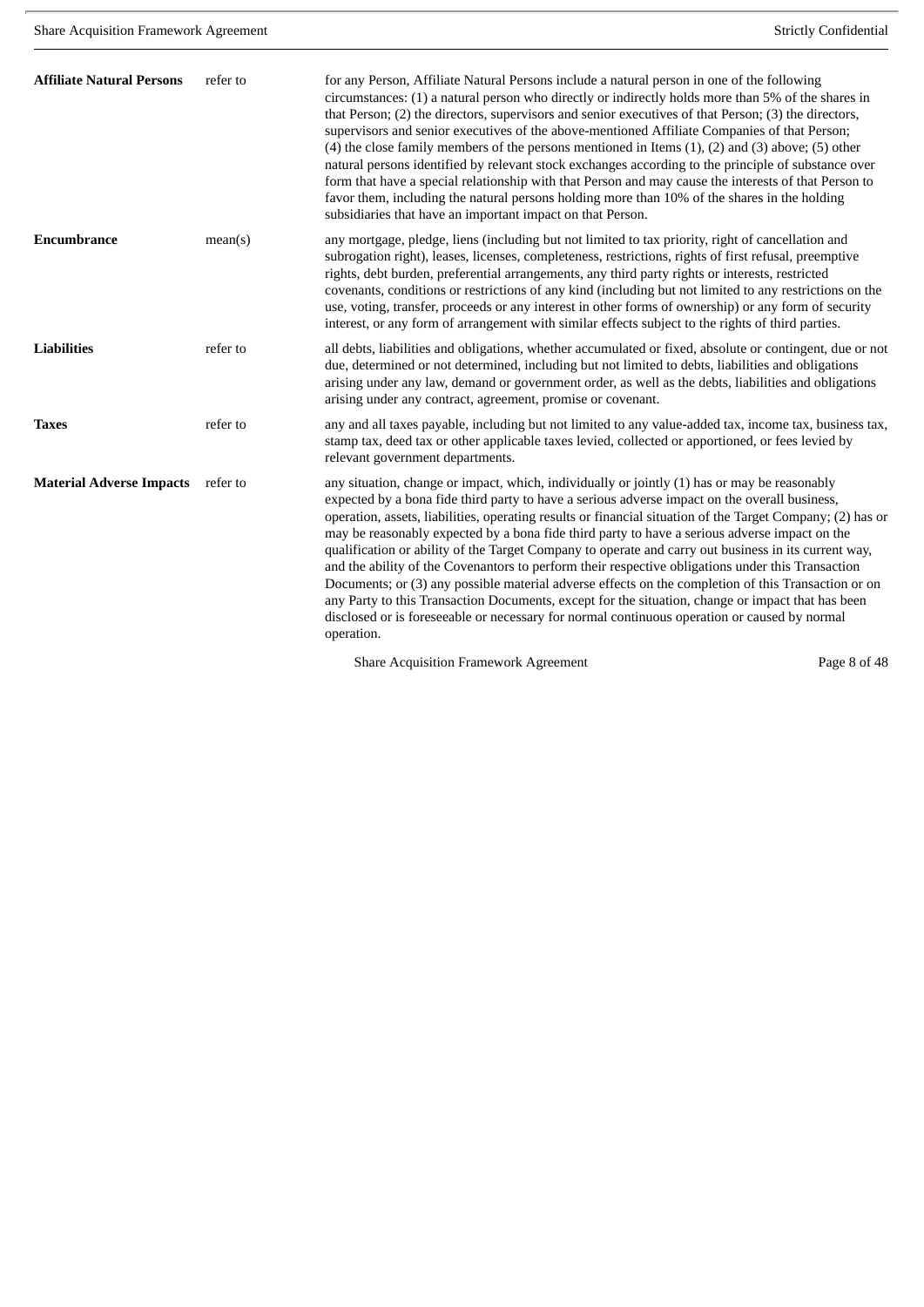| | | |
|---|---|---|
| **Affiliate Natural Persons** | refer to | for any Person, Affiliate Natural Persons include a natural person in one of the following circumstances: (1) a natural person who directly or indirectly holds more than 5% of the shares in that Person; (2) the directors, supervisors and senior executives of that Person; (3) the directors, supervisors and senior executives of the above-mentioned Affiliate Companies of that Person; (4) the close family members of the persons mentioned in Items (1), (2) and (3) above; (5) other natural persons identified by relevant stock exchanges according to the principle of substance over form that have a special relationship with that Person and may cause the interests of that Person to favor them, including the natural persons holding more than 10% of the shares in the holding subsidiaries that have an important impact on that Person. |
| **Encumbrance** | mean(s) | any mortgage, pledge, liens (including but not limited to tax priority, right of cancellation and subrogation right), leases, licenses, completeness, restrictions, rights of first refusal, preemptive rights, debt burden, preferential arrangements, any third party rights or interests, restricted covenants, conditions or restrictions of any kind (including but not limited to any restrictions on the use, voting, transfer, proceeds or any interest in other forms of ownership) or any form of security interest, or any form of arrangement with similar effects subject to the rights of third parties. |
| **Liabilities** | refer to | all debts, liabilities and obligations, whether accumulated or fixed, absolute or contingent, due or not due, determined or not determined, including but not limited to debts, liabilities and obligations arising under any law, demand or government order, as well as the debts, liabilities and obligations arising under any contract, agreement, promise or covenant. |
| **Taxes** | refer to | any and all taxes payable, including but not limited to any value-added tax, income tax, business tax, stamp tax, deed tax or other applicable taxes levied, collected or apportioned, or fees levied by relevant government departments. |
| **Material Adverse Impacts** | refer to | any situation, change or impact, which, individually or jointly (1) has or may be reasonably expected by a bona fide third party to have a serious adverse impact on the overall business, operation, assets, liabilities, operating results or financial situation of the Target Company; (2) has or may be reasonably expected by a bona fide third party to have a serious adverse impact on the qualification or ability of the Target Company to operate and carry out business in its current way, and the ability of the Covenantors to perform their respective obligations under this Transaction Documents; or (3) any possible material adverse effects on the completion of this Transaction or on any Party to this Transaction Documents, except for the situation, change or impact that has been disclosed or is foreseeable or necessary for normal continuous operation or caused by normal operation. |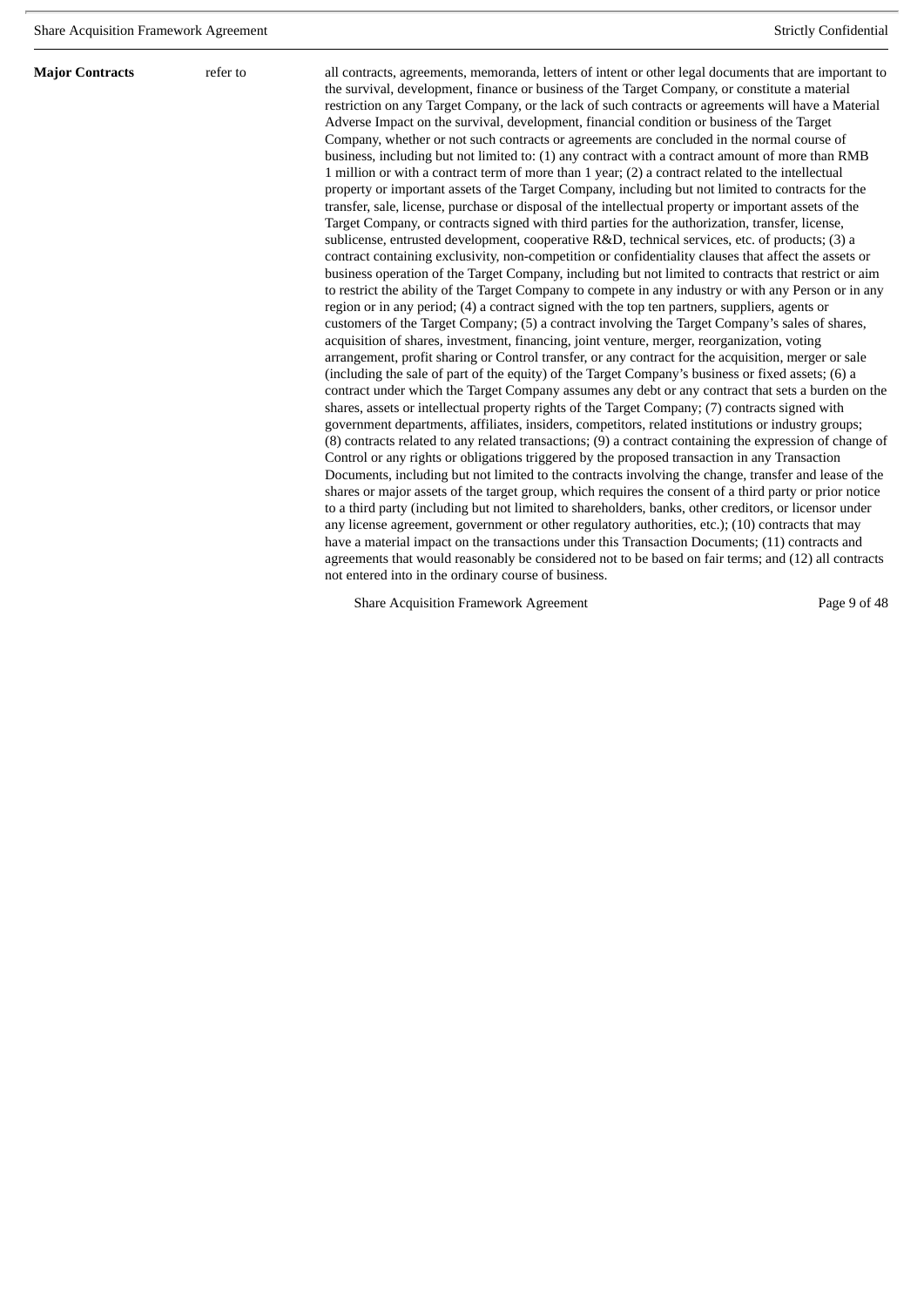| | | |
|---|---|---|
| **Major Contracts** | refer to | all contracts, agreements, memoranda, letters of intent or other legal documents that are important to the survival, development, finance or business of the Target Company, or constitute a material restriction on any Target Company, or the lack of such contracts or agreements will have a Material Adverse Impact on the survival, development, financial condition or business of the Target Company, whether or not such contracts or agreements are concluded in the normal course of business, including but not limited to: (1) any contract with a contract amount of more than RMB 1 million or with a contract term of more than 1 year; (2) a contract related to the intellectual property or important assets of the Target Company, including but not limited to contracts for the transfer, sale, license, purchase or disposal of the intellectual property or important assets of the Target Company, or contracts signed with third parties for the authorization, transfer, license, sublicense, entrusted development, cooperative R&D, technical services, etc. of products; (3) a contract containing exclusivity, non-competition or confidentiality clauses that affect the assets or business operation of the Target Company, including but not limited to contracts that restrict or aim to restrict the ability of the Target Company to compete in any industry or with any Person or in any region or in any period; (4) a contract signed with the top ten partners, suppliers, agents or customers of the Target Company; (5) a contract involving the Target Company's sales of shares, acquisition of shares, investment, financing, joint venture, merger, reorganization, voting arrangement, profit sharing or Control transfer, or any contract for the acquisition, merger or sale (including the sale of part of the equity) of the Target Company's business or fixed assets; (6) a contract under which the Target Company assumes any debt or any contract that sets a burden on the shares, assets or intellectual property rights of the Target Company; (7) contracts signed with government departments, affiliates, insiders, competitors, related institutions or industry groups; (8) contracts related to any related transactions; (9) a contract containing the expression of change of Control or any rights or obligations triggered by the proposed transaction in any Transaction Documents, including but not limited to the contracts involving the change, transfer and lease of the shares or major assets of the target group, which requires the consent of a third party or prior notice to a third party (including but not limited to shareholders, banks, other creditors, or licensor under any license agreement, government or other regulatory authorities, etc.); (10) contracts that may have a material impact on the transactions under this Transaction Documents; (11) contracts and agreements that would reasonably be considered not to be based on fair terms; and (12) all contracts not entered into in the ordinary course of business. |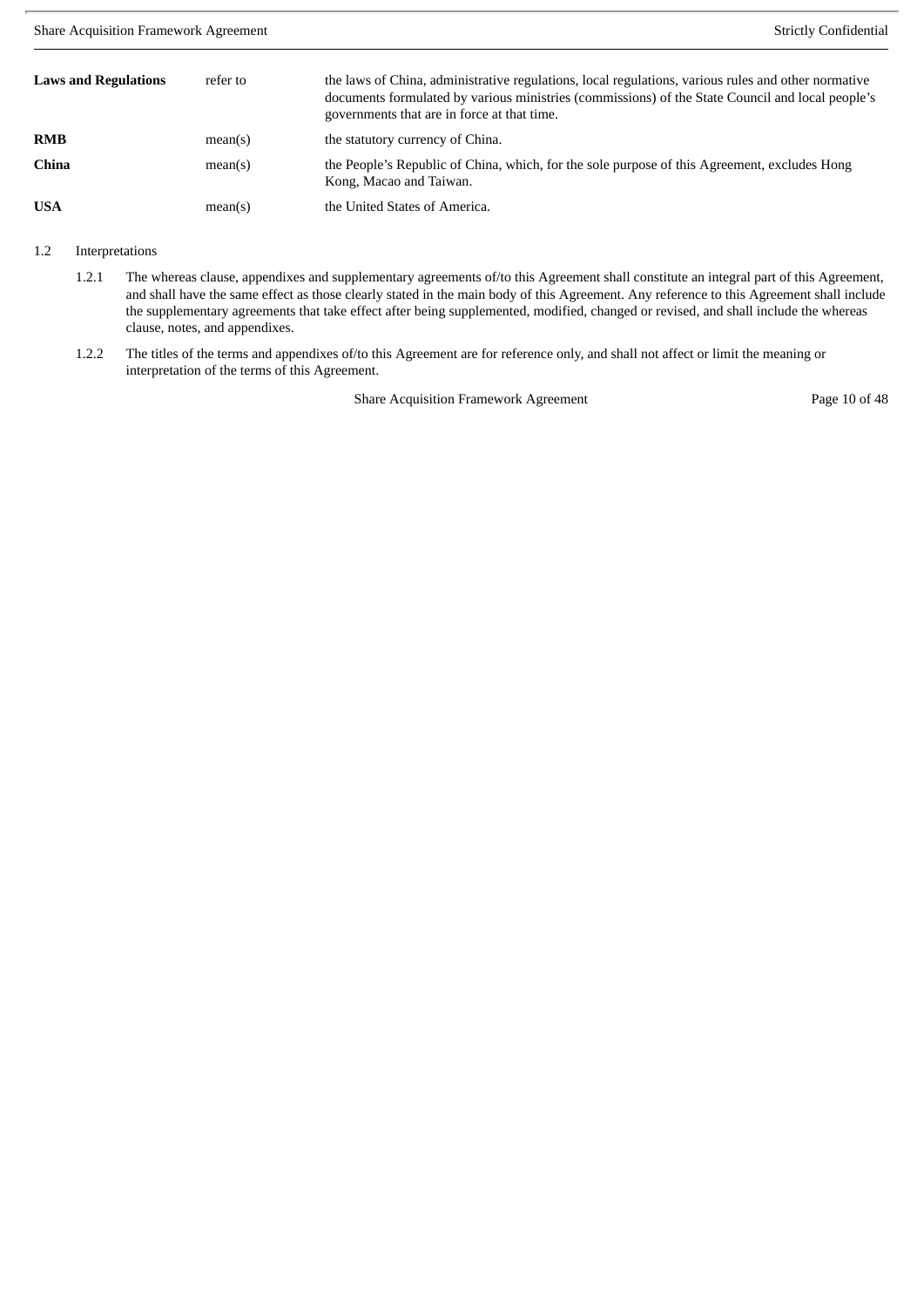| | | |
|---|---|---|
| **Laws and Regulations** | refer to | the laws of China, administrative regulations, local regulations, various rules and other normative documents formulated by various ministries (commissions) of the State Council and local people's governments that are in force at that time. |
| **RMB** | mean(s) | the statutory currency of China. |
| **China** | mean(s) | the People's Republic of China, which, for the sole purpose of this Agreement, excludes Hong Kong, Macao and Taiwan. |
| **USA** | mean(s) | the United States of America. |

1.2 Interpretations

1.2.1 The whereas clause, appendixes and supplementary agreements of/to this Agreement shall constitute an integral part of this Agreement, and shall have the same effect as those clearly stated in the main body of this Agreement. Any reference to this Agreement shall include the supplementary agreements that take effect after being supplemented, modified, changed or revised, and shall include the whereas clause, notes, and appendixes.

1.2.2 The titles of the terms and appendixes of/to this Agreement are for reference only, and shall not affect or limit the meaning or interpretation of the terms of this Agreement.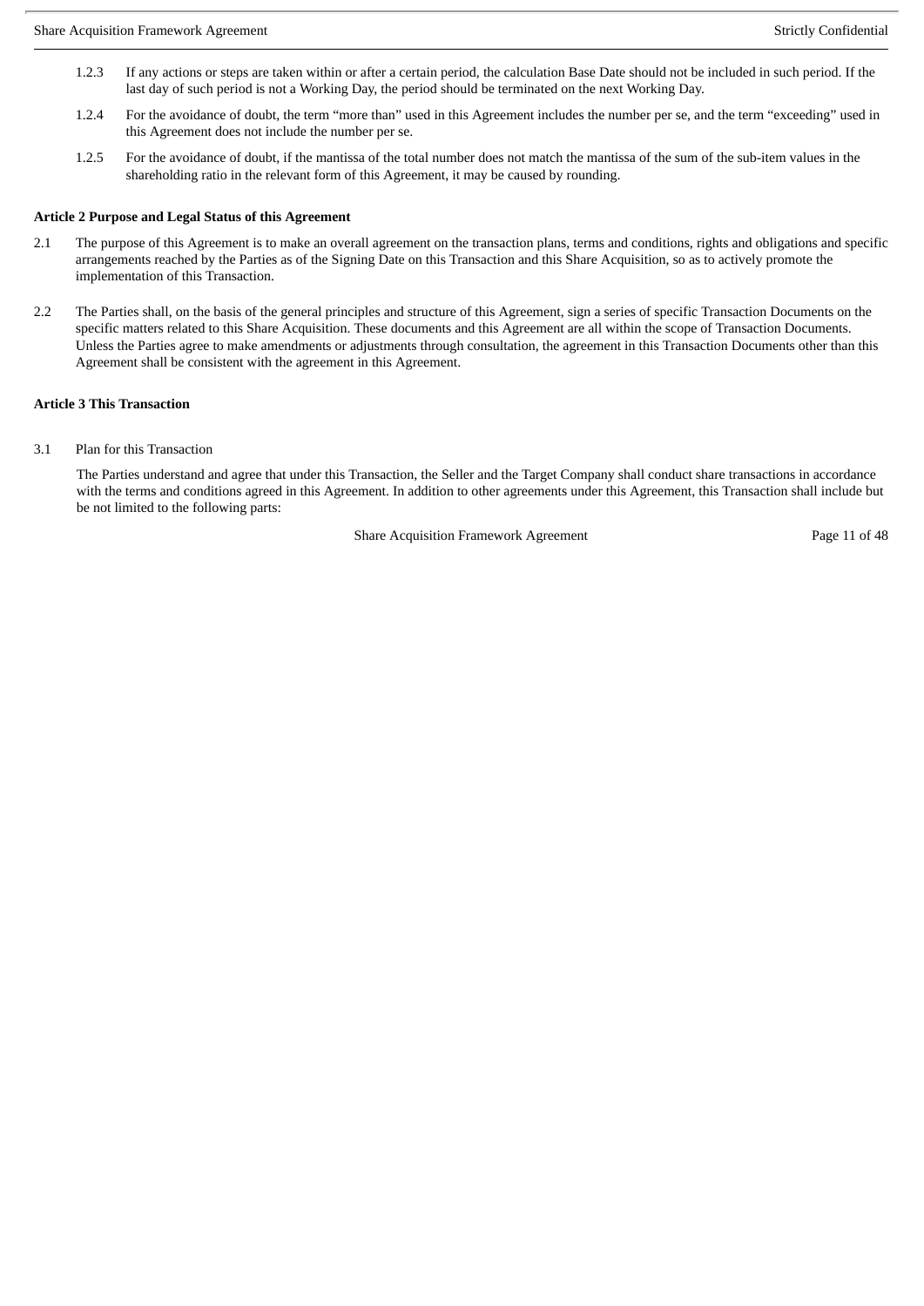1.2.3 If any actions or steps are taken within or after a certain period, the calculation Base Date should not be included in such period. If the last day of such period is not a Working Day, the period should be terminated on the next Working Day.

1.2.4 For the avoidance of doubt, the term "more than" used in this Agreement includes the number per se, and the term "exceeding" used in this Agreement does not include the number per se.

1.2.5 For the avoidance of doubt, if the mantissa of the total number does not match the mantissa of the sum of the sub-item values in the shareholding ratio in the relevant form of this Agreement, it may be caused by rounding.

**Article 2 Purpose and Legal Status of this Agreement**

2.1 The purpose of this Agreement is to make an overall agreement on the transaction plans, terms and conditions, rights and obligations and specific arrangements reached by the Parties as of the Signing Date on this Transaction and this Share Acquisition, so as to actively promote the implementation of this Transaction.

2.2 The Parties shall, on the basis of the general principles and structure of this Agreement, sign a series of specific Transaction Documents on the specific matters related to this Share Acquisition. These documents and this Agreement are all within the scope of Transaction Documents. Unless the Parties agree to make amendments or adjustments through consultation, the agreement in this Transaction Documents other than this Agreement shall be consistent with the agreement in this Agreement.

**Article 3 This Transaction**

3.1 Plan for this Transaction

The Parties understand and agree that under this Transaction, the Seller and the Target Company shall conduct share transactions in accordance with the terms and conditions agreed in this Agreement. In addition to other agreements under this Agreement, this Transaction shall include but be not limited to the following parts: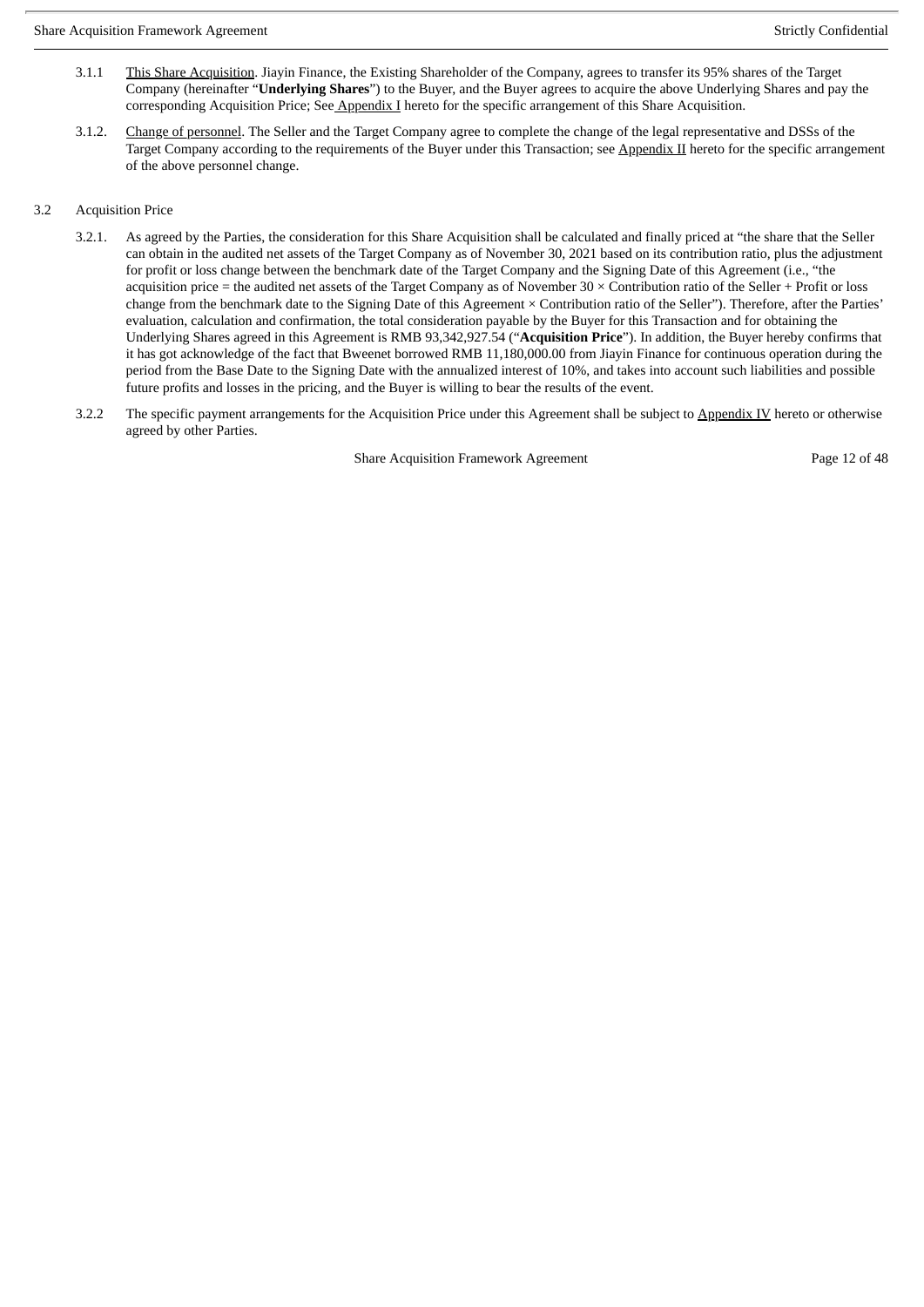3.1.1 <u>This Share Acquisition</u>. Jiayin Finance, the Existing Shareholder of the Company, agrees to transfer its 95% shares of the Target Company (hereinafter "**Underlying Shares**") to the Buyer, and the Buyer agrees to acquire the above Underlying Shares and pay the corresponding Acquisition Price; See <u>Appendix I</u> hereto for the specific arrangement of this Share Acquisition.

3.1.2. <u>Change of personnel</u>. The Seller and the Target Company agree to complete the change of the legal representative and DSSs of the Target Company according to the requirements of the Buyer under this Transaction; see <u>Appendix II</u> hereto for the specific arrangement of the above personnel change.

3.2 Acquisition Price

3.2.1. As agreed by the Parties, the consideration for this Share Acquisition shall be calculated and finally priced at "the share that the Seller can obtain in the audited net assets of the Target Company as of November 30, 2021 based on its contribution ratio, plus the adjustment for profit or loss change between the benchmark date of the Target Company and the Signing Date of this Agreement (i.e., "the acquisition price = the audited net assets of the Target Company as of November 30 × Contribution ratio of the Seller + Profit or loss change from the benchmark date to the Signing Date of this Agreement × Contribution ratio of the Seller"). Therefore, after the Parties' evaluation, calculation and confirmation, the total consideration payable by the Buyer for this Transaction and for obtaining the Underlying Shares agreed in this Agreement is RMB 93,342,927.54 ("**Acquisition Price**"). In addition, the Buyer hereby confirms that it has got acknowledge of the fact that Bweenet borrowed RMB 11,180,000.00 from Jiayin Finance for continuous operation during the period from the Base Date to the Signing Date with the annualized interest of 10%, and takes into account such liabilities and possible future profits and losses in the pricing, and the Buyer is willing to bear the results of the event.

3.2.2 The specific payment arrangements for the Acquisition Price under this Agreement shall be subject to <u>Appendix IV</u> hereto or otherwise agreed by other Parties.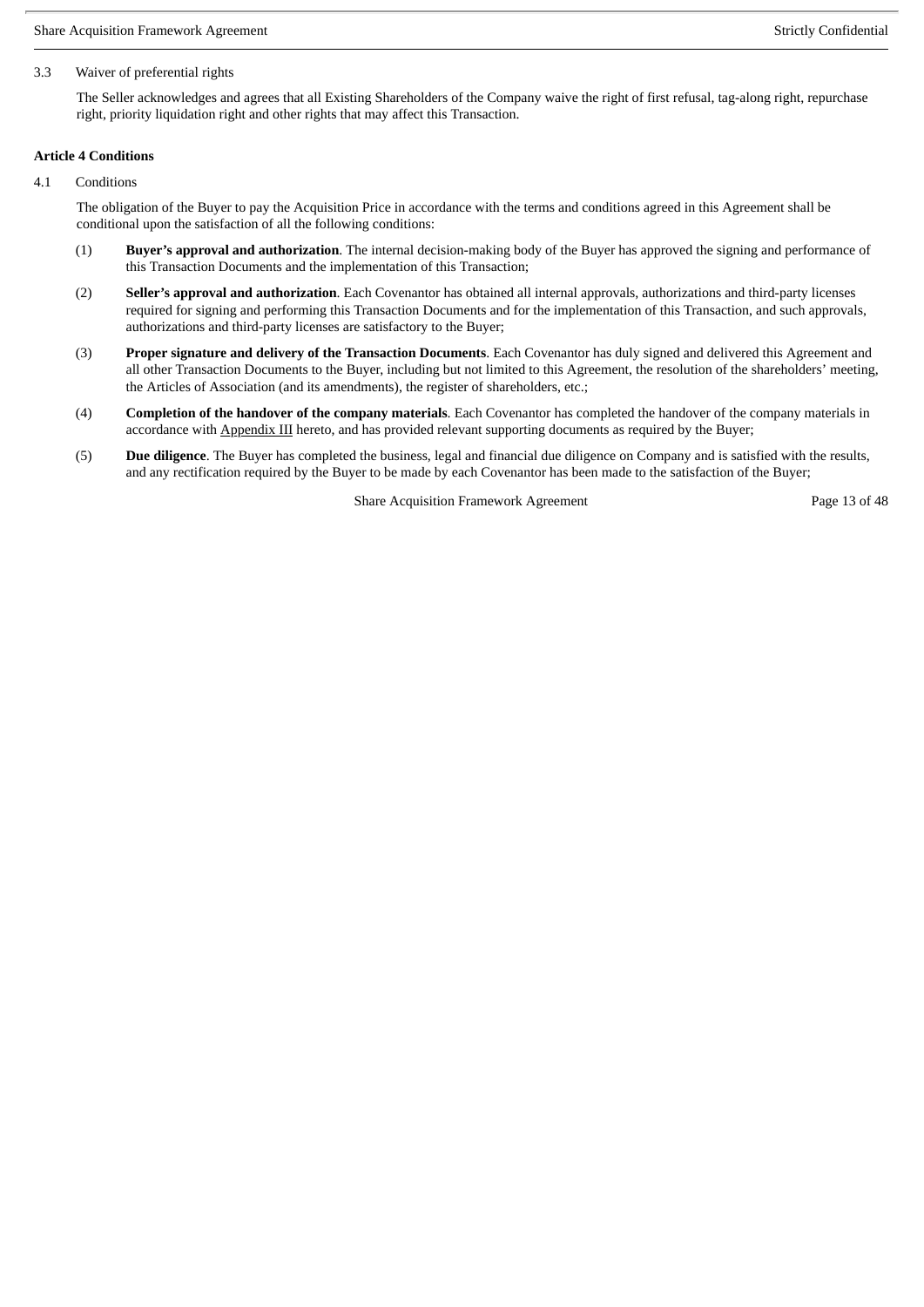3.3 Waiver of preferential rights

The Seller acknowledges and agrees that all Existing Shareholders of the Company waive the right of first refusal, tag-along right, repurchase right, priority liquidation right and other rights that may affect this Transaction.

**Article 4 Conditions**

4.1 Conditions

The obligation of the Buyer to pay the Acquisition Price in accordance with the terms and conditions agreed in this Agreement shall be conditional upon the satisfaction of all the following conditions:

(1) **Buyer's approval and authorization**. The internal decision-making body of the Buyer has approved the signing and performance of this Transaction Documents and the implementation of this Transaction;

(2) **Seller's approval and authorization**. Each Covenantor has obtained all internal approvals, authorizations and third-party licenses required for signing and performing this Transaction Documents and for the implementation of this Transaction, and such approvals, authorizations and third-party licenses are satisfactory to the Buyer;

(3) **Proper signature and delivery of the Transaction Documents**. Each Covenantor has duly signed and delivered this Agreement and all other Transaction Documents to the Buyer, including but not limited to this Agreement, the resolution of the shareholders' meeting, the Articles of Association (and its amendments), the register of shareholders, etc.;

(4) **Completion of the handover of the company materials**. Each Covenantor has completed the handover of the company materials in accordance with Appendix III hereto, and has provided relevant supporting documents as required by the Buyer;

(5) **Due diligence**. The Buyer has completed the business, legal and financial due diligence on Company and is satisfied with the results, and any rectification required by the Buyer to be made by each Covenantor has been made to the satisfaction of the Buyer;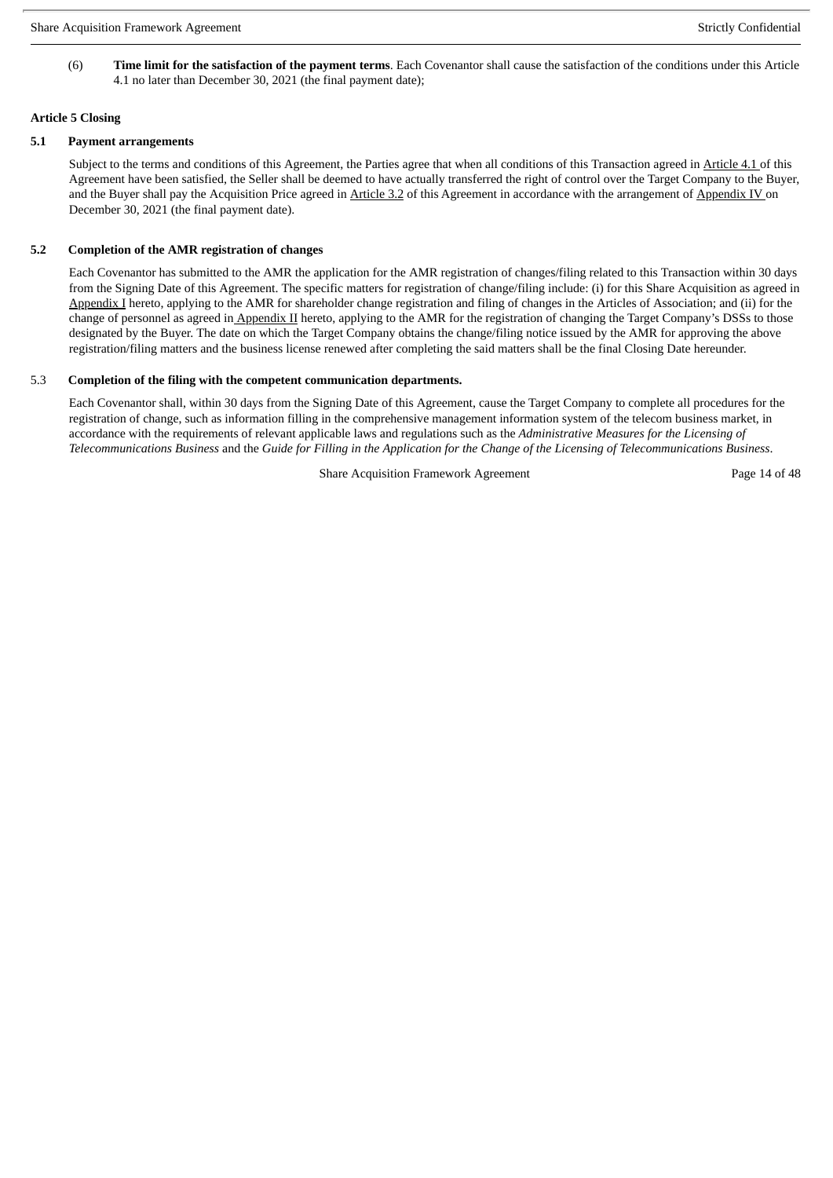(6) **Time limit for the satisfaction of the payment terms**. Each Covenantor shall cause the satisfaction of the conditions under this Article 4.1 no later than December 30, 2021 (the final payment date);

**Article 5 Closing**

**5.1 Payment arrangements**

Subject to the terms and conditions of this Agreement, the Parties agree that when all conditions of this Transaction agreed in Article 4.1 of this Agreement have been satisfied, the Seller shall be deemed to have actually transferred the right of control over the Target Company to the Buyer, and the Buyer shall pay the Acquisition Price agreed in Article 3.2 of this Agreement in accordance with the arrangement of Appendix IV on December 30, 2021 (the final payment date).

**5.2 Completion of the AMR registration of changes**

Each Covenantor has submitted to the AMR the application for the AMR registration of changes/filing related to this Transaction within 30 days from the Signing Date of this Agreement. The specific matters for registration of change/filing include: (i) for this Share Acquisition as agreed in Appendix I hereto, applying to the AMR for shareholder change registration and filing of changes in the Articles of Association; and (ii) for the change of personnel as agreed in Appendix II hereto, applying to the AMR for the registration of changing the Target Company's DSSs to those designated by the Buyer. The date on which the Target Company obtains the change/filing notice issued by the AMR for approving the above registration/filing matters and the business license renewed after completing the said matters shall be the final Closing Date hereunder.

5.3 **Completion of the filing with the competent communication departments.**

Each Covenantor shall, within 30 days from the Signing Date of this Agreement, cause the Target Company to complete all procedures for the registration of change, such as information filling in the comprehensive management information system of the telecom business market, in accordance with the requirements of relevant applicable laws and regulations such as the *Administrative Measures for the Licensing of Telecommunications Business* and the *Guide for Filling in the Application for the Change of the Licensing of Telecommunications Business*.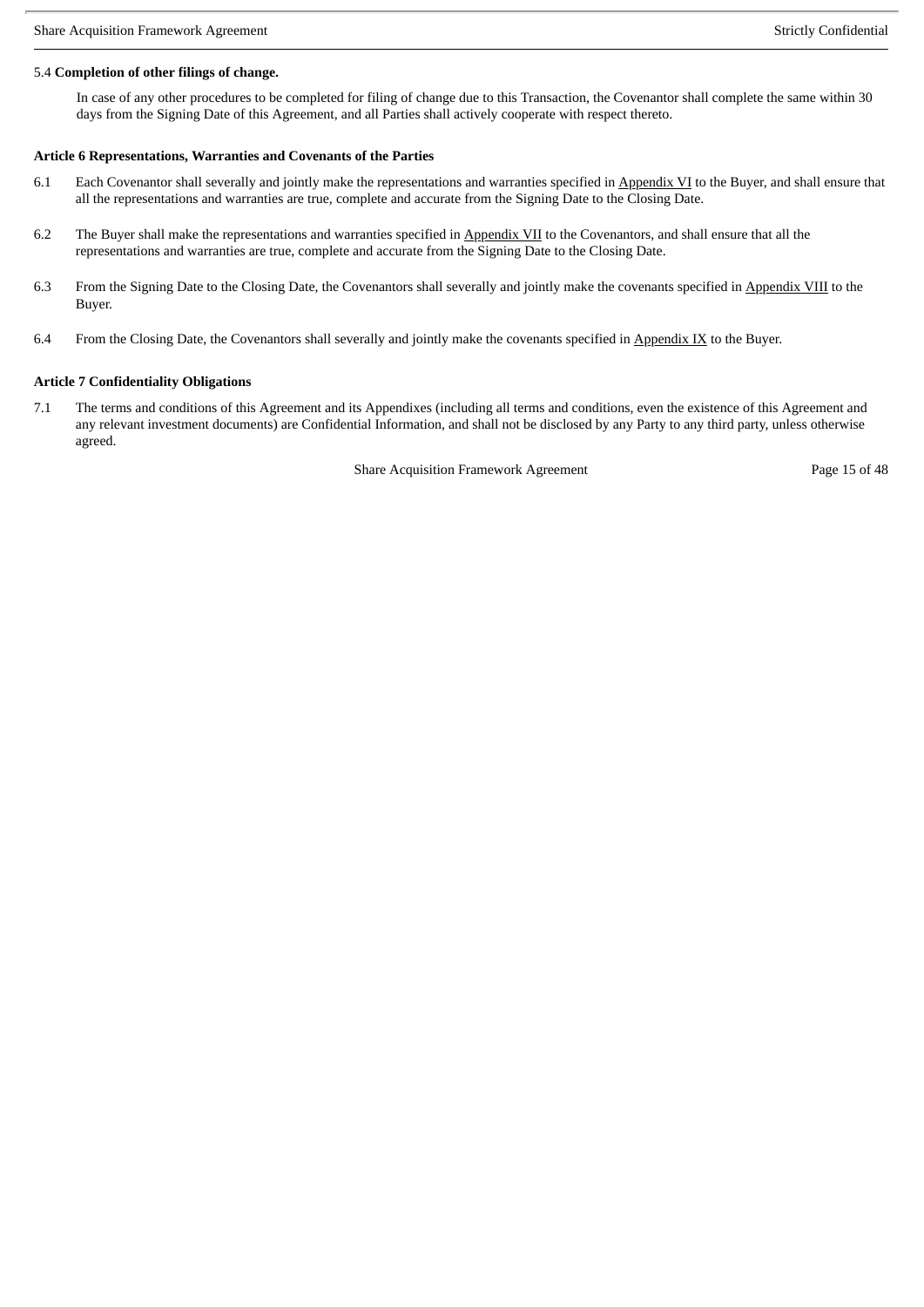5.4 **Completion of other filings of change.**

In case of any other procedures to be completed for filing of change due to this Transaction, the Covenantor shall complete the same within 30 days from the Signing Date of this Agreement, and all Parties shall actively cooperate with respect thereto.

**Article 6 Representations, Warranties and Covenants of the Parties**

6.1 Each Covenantor shall severally and jointly make the representations and warranties specified in Appendix VI to the Buyer, and shall ensure that all the representations and warranties are true, complete and accurate from the Signing Date to the Closing Date.

6.2 The Buyer shall make the representations and warranties specified in Appendix VII to the Covenantors, and shall ensure that all the representations and warranties are true, complete and accurate from the Signing Date to the Closing Date.

6.3 From the Signing Date to the Closing Date, the Covenantors shall severally and jointly make the covenants specified in Appendix VIII to the Buyer.

6.4 From the Closing Date, the Covenantors shall severally and jointly make the covenants specified in Appendix IX to the Buyer.

**Article 7 Confidentiality Obligations**

7.1 The terms and conditions of this Agreement and its Appendixes (including all terms and conditions, even the existence of this Agreement and any relevant investment documents) are Confidential Information, and shall not be disclosed by any Party to any third party, unless otherwise agreed.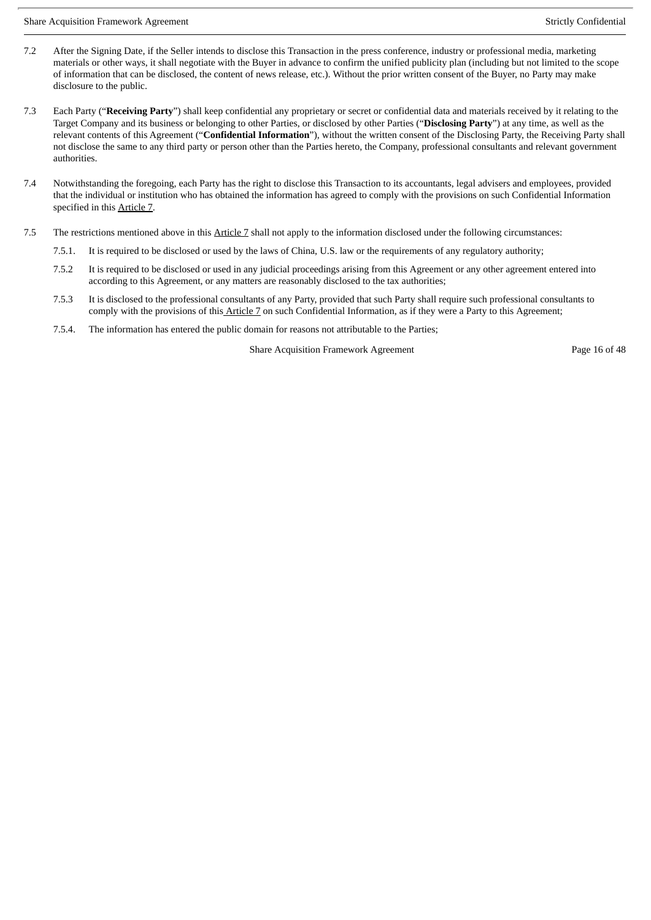7.2 After the Signing Date, if the Seller intends to disclose this Transaction in the press conference, industry or professional media, marketing materials or other ways, it shall negotiate with the Buyer in advance to confirm the unified publicity plan (including but not limited to the scope of information that can be disclosed, the content of news release, etc.). Without the prior written consent of the Buyer, no Party may make disclosure to the public.

7.3 Each Party ("**Receiving Party**") shall keep confidential any proprietary or secret or confidential data and materials received by it relating to the Target Company and its business or belonging to other Parties, or disclosed by other Parties ("**Disclosing Party**") at any time, as well as the relevant contents of this Agreement ("**Confidential Information**"), without the written consent of the Disclosing Party, the Receiving Party shall not disclose the same to any third party or person other than the Parties hereto, the Company, professional consultants and relevant government authorities.

7.4 Notwithstanding the foregoing, each Party has the right to disclose this Transaction to its accountants, legal advisers and employees, provided that the individual or institution who has obtained the information has agreed to comply with the provisions on such Confidential Information specified in this Article 7.

7.5 The restrictions mentioned above in this Article 7 shall not apply to the information disclosed under the following circumstances:

7.5.1. It is required to be disclosed or used by the laws of China, U.S. law or the requirements of any regulatory authority;

7.5.2 It is required to be disclosed or used in any judicial proceedings arising from this Agreement or any other agreement entered into according to this Agreement, or any matters are reasonably disclosed to the tax authorities;

7.5.3 It is disclosed to the professional consultants of any Party, provided that such Party shall require such professional consultants to comply with the provisions of this Article 7 on such Confidential Information, as if they were a Party to this Agreement;

7.5.4. The information has entered the public domain for reasons not attributable to the Parties;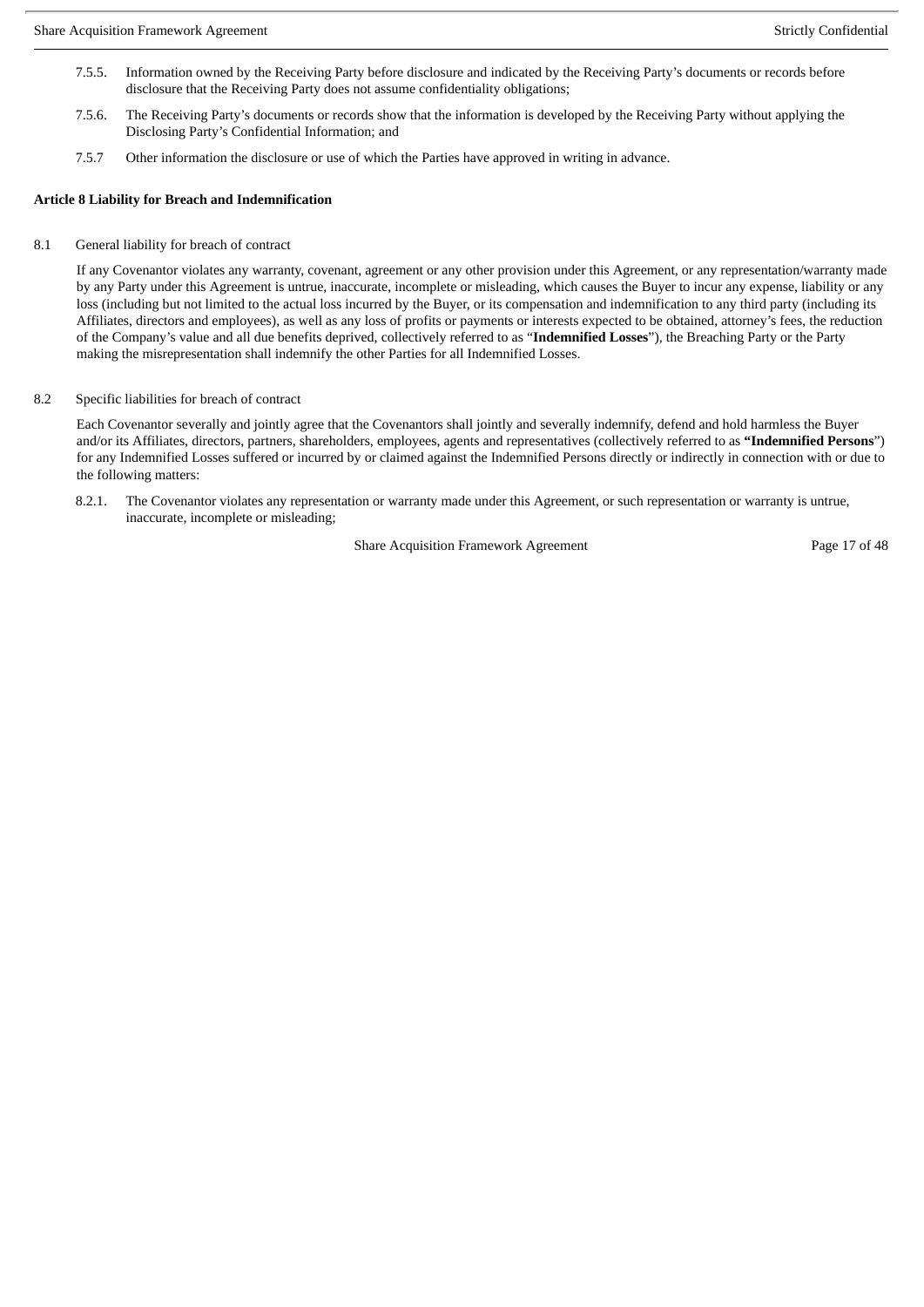7.5.5. Information owned by the Receiving Party before disclosure and indicated by the Receiving Party's documents or records before disclosure that the Receiving Party does not assume confidentiality obligations;

7.5.6. The Receiving Party's documents or records show that the information is developed by the Receiving Party without applying the Disclosing Party's Confidential Information; and

7.5.7 Other information the disclosure or use of which the Parties have approved in writing in advance.

**Article 8 Liability for Breach and Indemnification**

8.1 General liability for breach of contract

If any Covenantor violates any warranty, covenant, agreement or any other provision under this Agreement, or any representation/warranty made by any Party under this Agreement is untrue, inaccurate, incomplete or misleading, which causes the Buyer to incur any expense, liability or any loss (including but not limited to the actual loss incurred by the Buyer, or its compensation and indemnification to any third party (including its Affiliates, directors and employees), as well as any loss of profits or payments or interests expected to be obtained, attorney's fees, the reduction of the Company's value and all due benefits deprived, collectively referred to as "**Indemnified Losses**"), the Breaching Party or the Party making the misrepresentation shall indemnify the other Parties for all Indemnified Losses.

8.2 Specific liabilities for breach of contract

Each Covenantor severally and jointly agree that the Covenantors shall jointly and severally indemnify, defend and hold harmless the Buyer and/or its Affiliates, directors, partners, shareholders, employees, agents and representatives (collectively referred to as **"Indemnified Persons**") for any Indemnified Losses suffered or incurred by or claimed against the Indemnified Persons directly or indirectly in connection with or due to the following matters:

8.2.1. The Covenantor violates any representation or warranty made under this Agreement, or such representation or warranty is untrue, inaccurate, incomplete or misleading;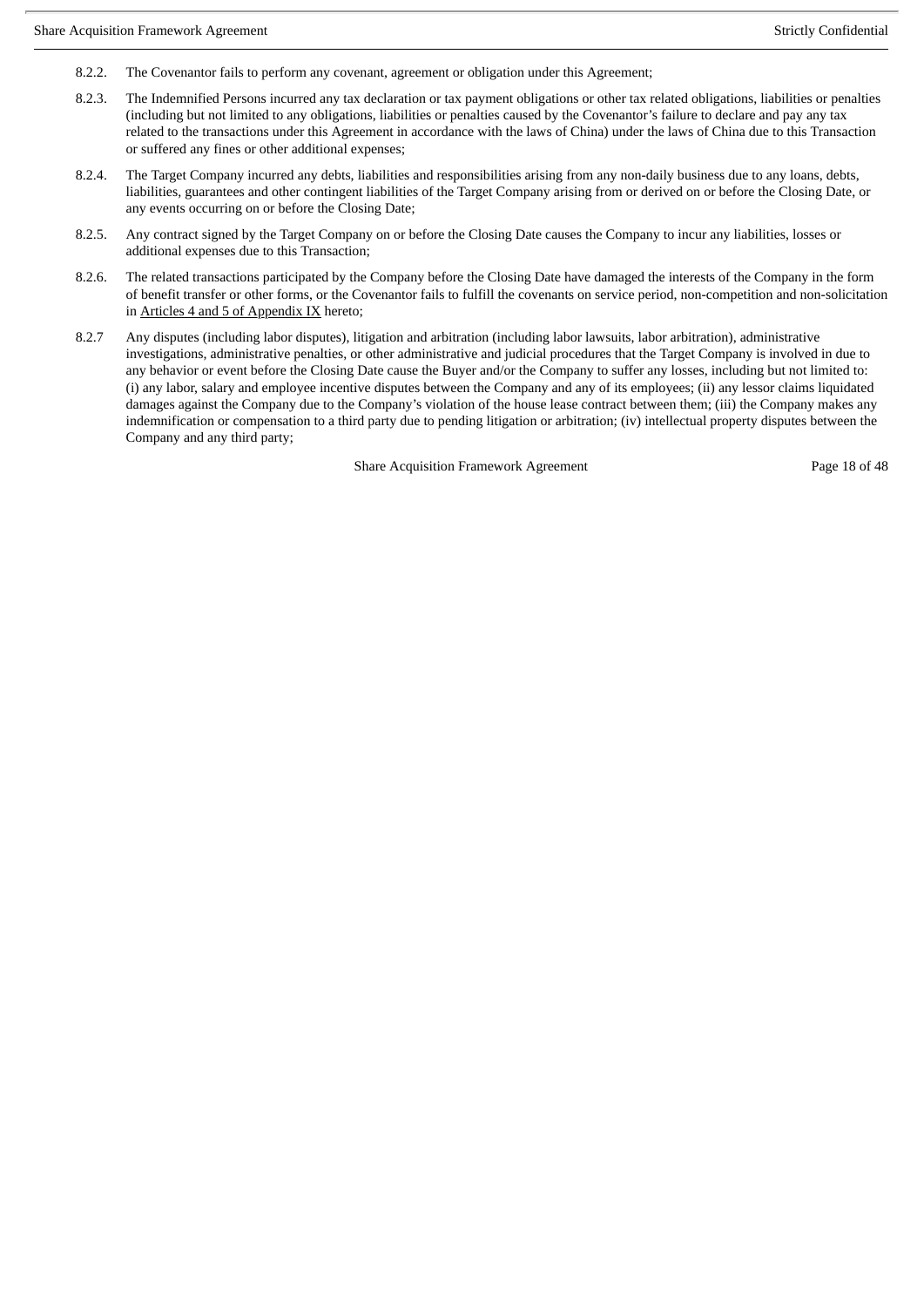8.2.2. The Covenantor fails to perform any covenant, agreement or obligation under this Agreement;

8.2.3. The Indemnified Persons incurred any tax declaration or tax payment obligations or other tax related obligations, liabilities or penalties (including but not limited to any obligations, liabilities or penalties caused by the Covenantor's failure to declare and pay any tax related to the transactions under this Agreement in accordance with the laws of China) under the laws of China due to this Transaction or suffered any fines or other additional expenses;

8.2.4. The Target Company incurred any debts, liabilities and responsibilities arising from any non-daily business due to any loans, debts, liabilities, guarantees and other contingent liabilities of the Target Company arising from or derived on or before the Closing Date, or any events occurring on or before the Closing Date;

8.2.5. Any contract signed by the Target Company on or before the Closing Date causes the Company to incur any liabilities, losses or additional expenses due to this Transaction;

8.2.6. The related transactions participated by the Company before the Closing Date have damaged the interests of the Company in the form of benefit transfer or other forms, or the Covenantor fails to fulfill the covenants on service period, non-competition and non-solicitation in Articles 4 and 5 of Appendix IX hereto;

8.2.7 Any disputes (including labor disputes), litigation and arbitration (including labor lawsuits, labor arbitration), administrative investigations, administrative penalties, or other administrative and judicial procedures that the Target Company is involved in due to any behavior or event before the Closing Date cause the Buyer and/or the Company to suffer any losses, including but not limited to: (i) any labor, salary and employee incentive disputes between the Company and any of its employees; (ii) any lessor claims liquidated damages against the Company due to the Company's violation of the house lease contract between them; (iii) the Company makes any indemnification or compensation to a third party due to pending litigation or arbitration; (iv) intellectual property disputes between the Company and any third party;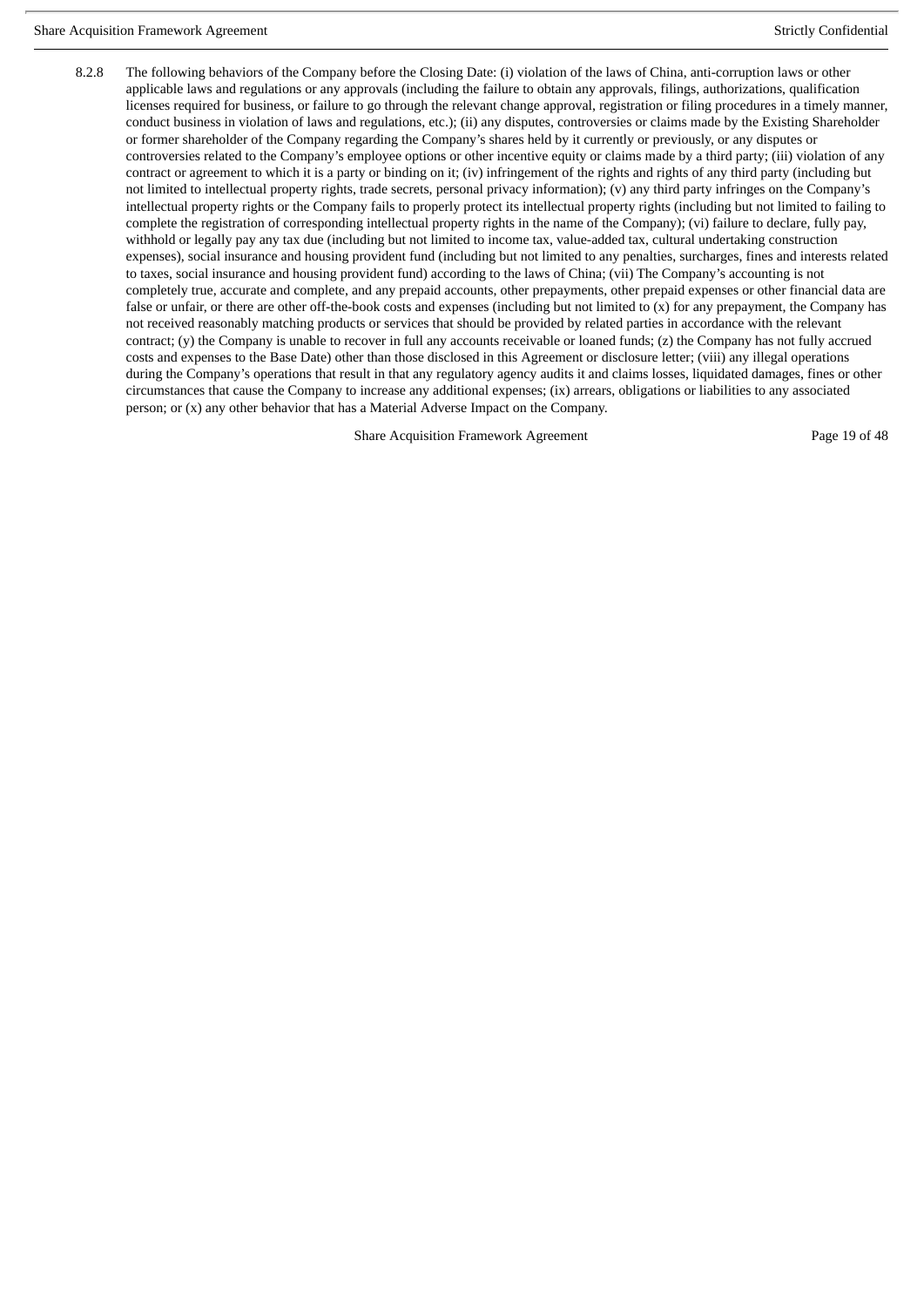8.2.8 The following behaviors of the Company before the Closing Date: (i) violation of the laws of China, anti-corruption laws or other applicable laws and regulations or any approvals (including the failure to obtain any approvals, filings, authorizations, qualification licenses required for business, or failure to go through the relevant change approval, registration or filing procedures in a timely manner, conduct business in violation of laws and regulations, etc.); (ii) any disputes, controversies or claims made by the Existing Shareholder or former shareholder of the Company regarding the Company's shares held by it currently or previously, or any disputes or controversies related to the Company's employee options or other incentive equity or claims made by a third party; (iii) violation of any contract or agreement to which it is a party or binding on it; (iv) infringement of the rights and rights of any third party (including but not limited to intellectual property rights, trade secrets, personal privacy information); (v) any third party infringes on the Company's intellectual property rights or the Company fails to properly protect its intellectual property rights (including but not limited to failing to complete the registration of corresponding intellectual property rights in the name of the Company); (vi) failure to declare, fully pay, withhold or legally pay any tax due (including but not limited to income tax, value-added tax, cultural undertaking construction expenses), social insurance and housing provident fund (including but not limited to any penalties, surcharges, fines and interests related to taxes, social insurance and housing provident fund) according to the laws of China; (vii) The Company's accounting is not completely true, accurate and complete, and any prepaid accounts, other prepayments, other prepaid expenses or other financial data are false or unfair, or there are other off-the-book costs and expenses (including but not limited to (x) for any prepayment, the Company has not received reasonably matching products or services that should be provided by related parties in accordance with the relevant contract; (y) the Company is unable to recover in full any accounts receivable or loaned funds; (z) the Company has not fully accrued costs and expenses to the Base Date) other than those disclosed in this Agreement or disclosure letter; (viii) any illegal operations during the Company's operations that result in that any regulatory agency audits it and claims losses, liquidated damages, fines or other circumstances that cause the Company to increase any additional expenses; (ix) arrears, obligations or liabilities to any associated person; or (x) any other behavior that has a Material Adverse Impact on the Company.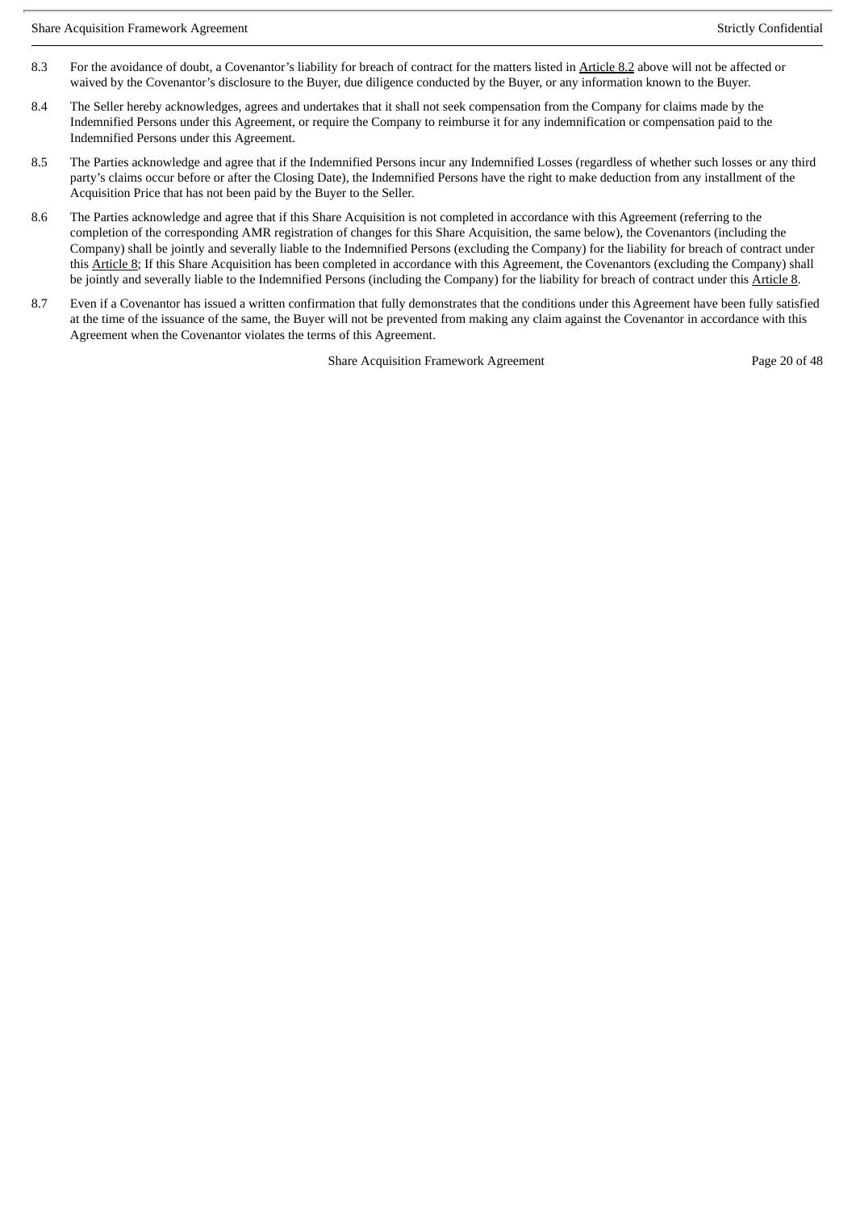8.3 For the avoidance of doubt, a Covenantor's liability for breach of contract for the matters listed in Article 8.2 above will not be affected or waived by the Covenantor's disclosure to the Buyer, due diligence conducted by the Buyer, or any information known to the Buyer.

8.4 The Seller hereby acknowledges, agrees and undertakes that it shall not seek compensation from the Company for claims made by the Indemnified Persons under this Agreement, or require the Company to reimburse it for any indemnification or compensation paid to the Indemnified Persons under this Agreement.

8.5 The Parties acknowledge and agree that if the Indemnified Persons incur any Indemnified Losses (regardless of whether such losses or any third party's claims occur before or after the Closing Date), the Indemnified Persons have the right to make deduction from any installment of the Acquisition Price that has not been paid by the Buyer to the Seller.

8.6 The Parties acknowledge and agree that if this Share Acquisition is not completed in accordance with this Agreement (referring to the completion of the corresponding AMR registration of changes for this Share Acquisition, the same below), the Covenantors (including the Company) shall be jointly and severally liable to the Indemnified Persons (excluding the Company) for the liability for breach of contract under this Article 8; If this Share Acquisition has been completed in accordance with this Agreement, the Covenantors (excluding the Company) shall be jointly and severally liable to the Indemnified Persons (including the Company) for the liability for breach of contract under this Article 8.

8.7 Even if a Covenantor has issued a written confirmation that fully demonstrates that the conditions under this Agreement have been fully satisfied at the time of the issuance of the same, the Buyer will not be prevented from making any claim against the Covenantor in accordance with this Agreement when the Covenantor violates the terms of this Agreement.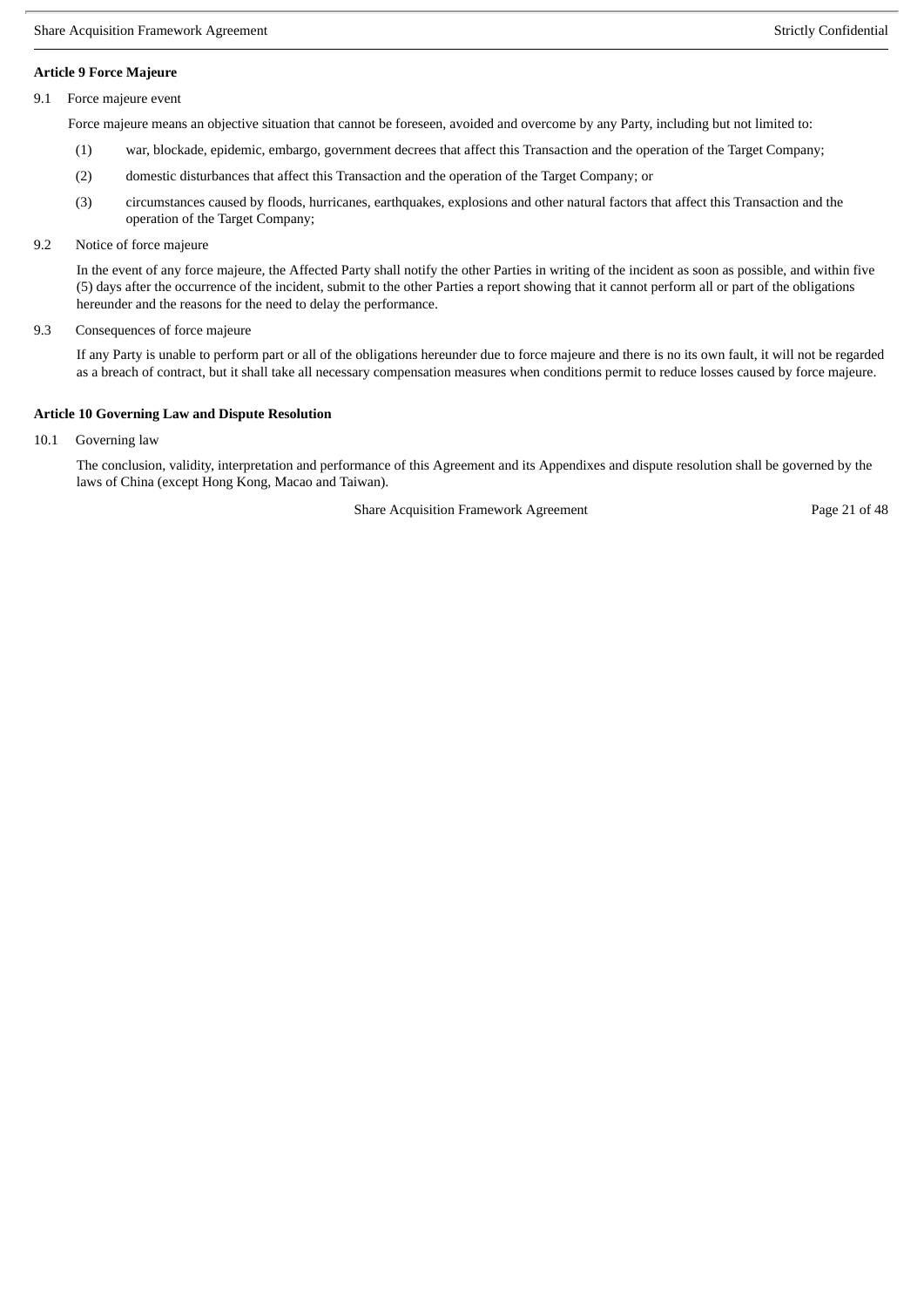**Article 9 Force Majeure**

9.1 Force majeure event

Force majeure means an objective situation that cannot be foreseen, avoided and overcome by any Party, including but not limited to:

(1) war, blockade, epidemic, embargo, government decrees that affect this Transaction and the operation of the Target Company;

(2) domestic disturbances that affect this Transaction and the operation of the Target Company; or

(3) circumstances caused by floods, hurricanes, earthquakes, explosions and other natural factors that affect this Transaction and the operation of the Target Company;

9.2 Notice of force majeure

In the event of any force majeure, the Affected Party shall notify the other Parties in writing of the incident as soon as possible, and within five (5) days after the occurrence of the incident, submit to the other Parties a report showing that it cannot perform all or part of the obligations hereunder and the reasons for the need to delay the performance.

9.3 Consequences of force majeure

If any Party is unable to perform part or all of the obligations hereunder due to force majeure and there is no its own fault, it will not be regarded as a breach of contract, but it shall take all necessary compensation measures when conditions permit to reduce losses caused by force majeure.

**Article 10 Governing Law and Dispute Resolution**

10.1 Governing law

The conclusion, validity, interpretation and performance of this Agreement and its Appendixes and dispute resolution shall be governed by the laws of China (except Hong Kong, Macao and Taiwan).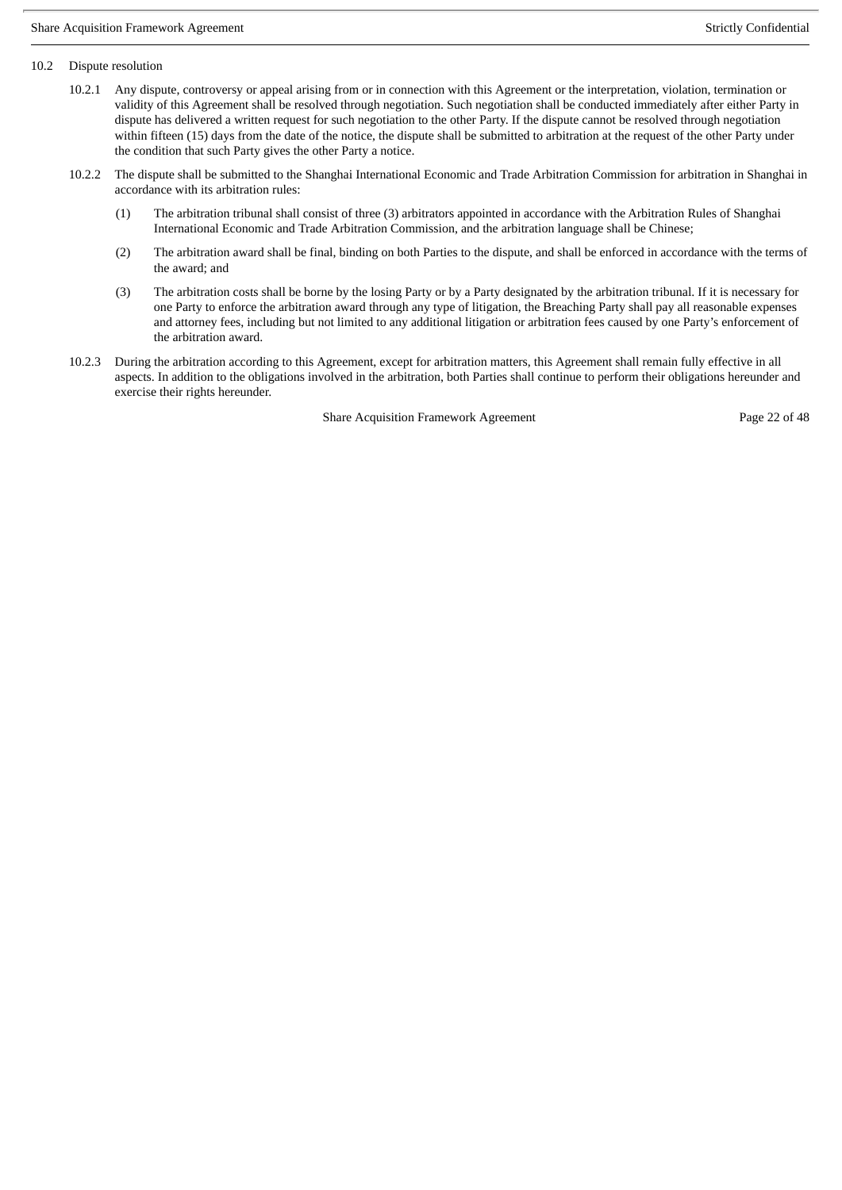10.2 Dispute resolution

10.2.1 Any dispute, controversy or appeal arising from or in connection with this Agreement or the interpretation, violation, termination or validity of this Agreement shall be resolved through negotiation. Such negotiation shall be conducted immediately after either Party in dispute has delivered a written request for such negotiation to the other Party. If the dispute cannot be resolved through negotiation within fifteen (15) days from the date of the notice, the dispute shall be submitted to arbitration at the request of the other Party under the condition that such Party gives the other Party a notice.

10.2.2 The dispute shall be submitted to the Shanghai International Economic and Trade Arbitration Commission for arbitration in Shanghai in accordance with its arbitration rules:

(1) The arbitration tribunal shall consist of three (3) arbitrators appointed in accordance with the Arbitration Rules of Shanghai International Economic and Trade Arbitration Commission, and the arbitration language shall be Chinese;

(2) The arbitration award shall be final, binding on both Parties to the dispute, and shall be enforced in accordance with the terms of the award; and

(3) The arbitration costs shall be borne by the losing Party or by a Party designated by the arbitration tribunal. If it is necessary for one Party to enforce the arbitration award through any type of litigation, the Breaching Party shall pay all reasonable expenses and attorney fees, including but not limited to any additional litigation or arbitration fees caused by one Party's enforcement of the arbitration award.

10.2.3 During the arbitration according to this Agreement, except for arbitration matters, this Agreement shall remain fully effective in all aspects. In addition to the obligations involved in the arbitration, both Parties shall continue to perform their obligations hereunder and exercise their rights hereunder.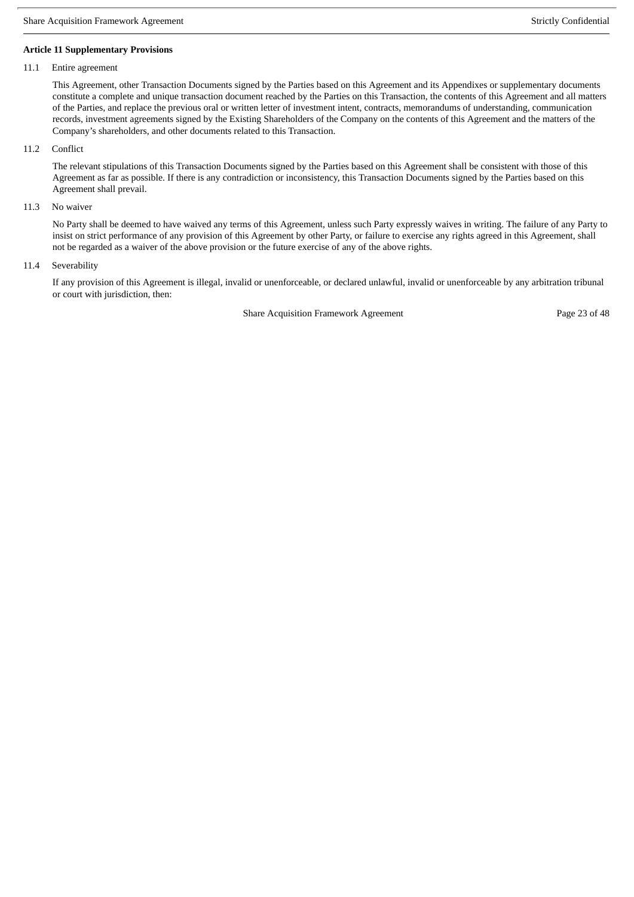**Article 11 Supplementary Provisions**

11.1 Entire agreement

This Agreement, other Transaction Documents signed by the Parties based on this Agreement and its Appendixes or supplementary documents constitute a complete and unique transaction document reached by the Parties on this Transaction, the contents of this Agreement and all matters of the Parties, and replace the previous oral or written letter of investment intent, contracts, memorandums of understanding, communication records, investment agreements signed by the Existing Shareholders of the Company on the contents of this Agreement and the matters of the Company's shareholders, and other documents related to this Transaction.

11.2 Conflict

The relevant stipulations of this Transaction Documents signed by the Parties based on this Agreement shall be consistent with those of this Agreement as far as possible. If there is any contradiction or inconsistency, this Transaction Documents signed by the Parties based on this Agreement shall prevail.

11.3 No waiver

No Party shall be deemed to have waived any terms of this Agreement, unless such Party expressly waives in writing. The failure of any Party to insist on strict performance of any provision of this Agreement by other Party, or failure to exercise any rights agreed in this Agreement, shall not be regarded as a waiver of the above provision or the future exercise of any of the above rights.

11.4 Severability

If any provision of this Agreement is illegal, invalid or unenforceable, or declared unlawful, invalid or unenforceable by any arbitration tribunal or court with jurisdiction, then: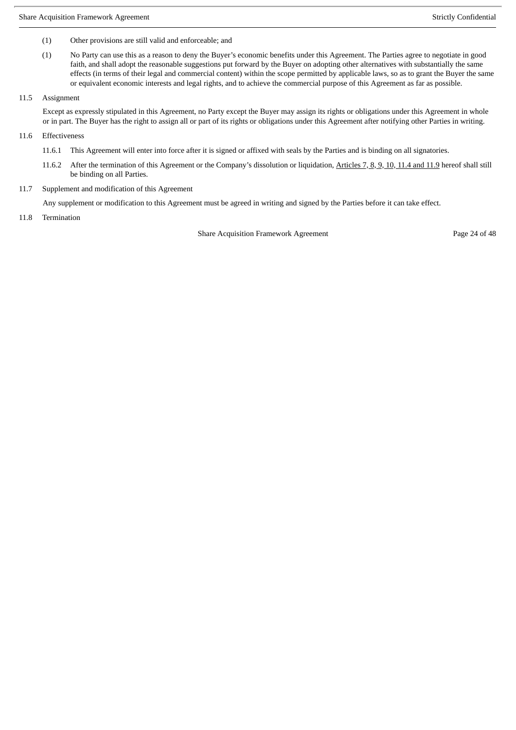(1) Other provisions are still valid and enforceable; and

(1) No Party can use this as a reason to deny the Buyer's economic benefits under this Agreement. The Parties agree to negotiate in good faith, and shall adopt the reasonable suggestions put forward by the Buyer on adopting other alternatives with substantially the same effects (in terms of their legal and commercial content) within the scope permitted by applicable laws, so as to grant the Buyer the same or equivalent economic interests and legal rights, and to achieve the commercial purpose of this Agreement as far as possible.

11.5 Assignment

Except as expressly stipulated in this Agreement, no Party except the Buyer may assign its rights or obligations under this Agreement in whole or in part. The Buyer has the right to assign all or part of its rights or obligations under this Agreement after notifying other Parties in writing.

11.6 Effectiveness

11.6.1 This Agreement will enter into force after it is signed or affixed with seals by the Parties and is binding on all signatories.

11.6.2 After the termination of this Agreement or the Company's dissolution or liquidation, Articles 7, 8, 9, 10, 11.4 and 11.9 hereof shall still be binding on all Parties.

11.7 Supplement and modification of this Agreement

Any supplement or modification to this Agreement must be agreed in writing and signed by the Parties before it can take effect.

11.8 Termination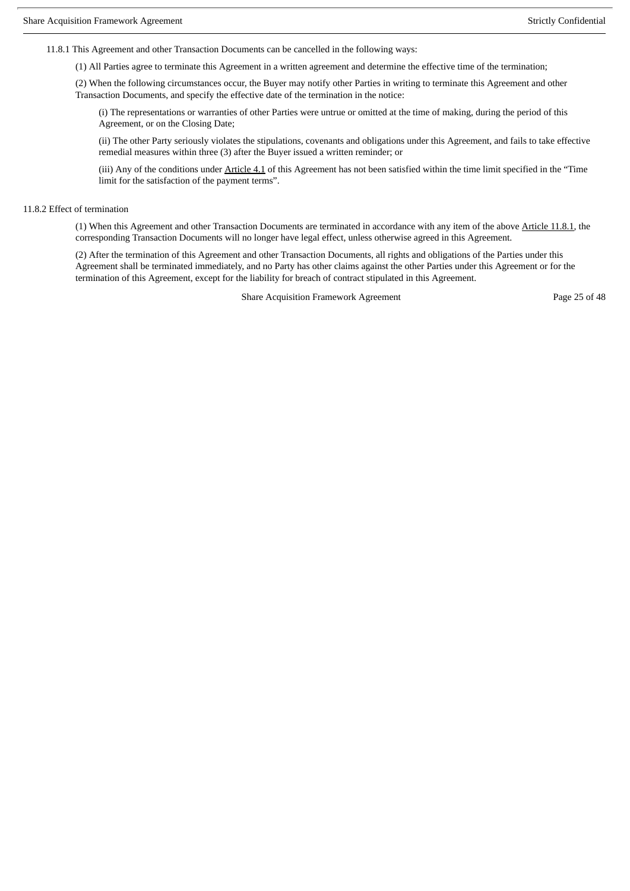11.8.1 This Agreement and other Transaction Documents can be cancelled in the following ways:

(1) All Parties agree to terminate this Agreement in a written agreement and determine the effective time of the termination;

(2) When the following circumstances occur, the Buyer may notify other Parties in writing to terminate this Agreement and other Transaction Documents, and specify the effective date of the termination in the notice:

(i) The representations or warranties of other Parties were untrue or omitted at the time of making, during the period of this Agreement, or on the Closing Date;

(ii) The other Party seriously violates the stipulations, covenants and obligations under this Agreement, and fails to take effective remedial measures within three (3) after the Buyer issued a written reminder; or

(iii) Any of the conditions under Article 4.1 of this Agreement has not been satisfied within the time limit specified in the "Time limit for the satisfaction of the payment terms".

11.8.2 Effect of termination

(1) When this Agreement and other Transaction Documents are terminated in accordance with any item of the above Article 11.8.1, the corresponding Transaction Documents will no longer have legal effect, unless otherwise agreed in this Agreement.

(2) After the termination of this Agreement and other Transaction Documents, all rights and obligations of the Parties under this Agreement shall be terminated immediately, and no Party has other claims against the other Parties under this Agreement or for the termination of this Agreement, except for the liability for breach of contract stipulated in this Agreement.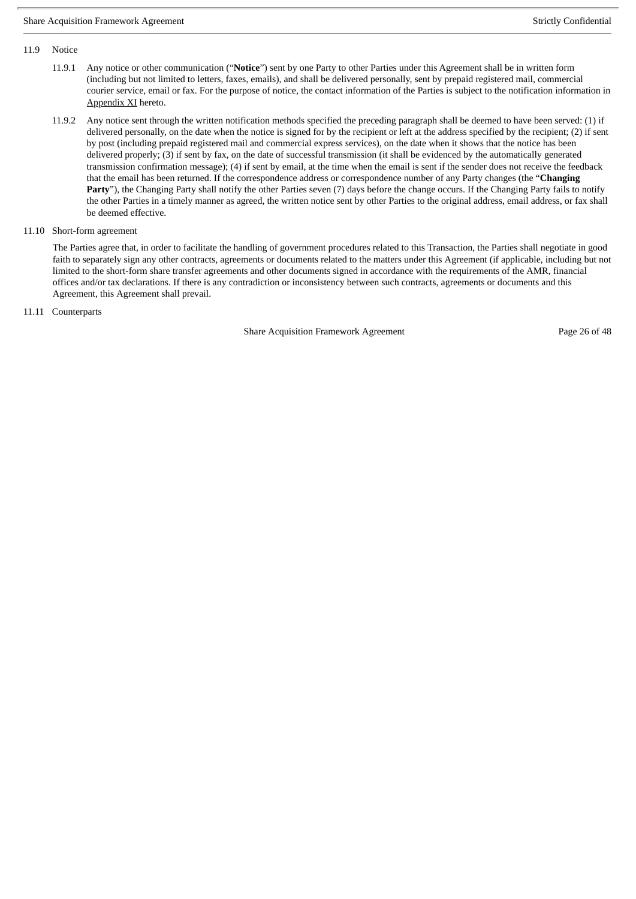11.9 Notice

11.9.1 Any notice or other communication ("**Notice**") sent by one Party to other Parties under this Agreement shall be in written form (including but not limited to letters, faxes, emails), and shall be delivered personally, sent by prepaid registered mail, commercial courier service, email or fax. For the purpose of notice, the contact information of the Parties is subject to the notification information in Appendix XI hereto.

11.9.2 Any notice sent through the written notification methods specified the preceding paragraph shall be deemed to have been served: (1) if delivered personally, on the date when the notice is signed for by the recipient or left at the address specified by the recipient; (2) if sent by post (including prepaid registered mail and commercial express services), on the date when it shows that the notice has been delivered properly; (3) if sent by fax, on the date of successful transmission (it shall be evidenced by the automatically generated transmission confirmation message); (4) if sent by email, at the time when the email is sent if the sender does not receive the feedback that the email has been returned. If the correspondence address or correspondence number of any Party changes (the "**Changing Party**"), the Changing Party shall notify the other Parties seven (7) days before the change occurs. If the Changing Party fails to notify the other Parties in a timely manner as agreed, the written notice sent by other Parties to the original address, email address, or fax shall be deemed effective.

11.10 Short-form agreement

The Parties agree that, in order to facilitate the handling of government procedures related to this Transaction, the Parties shall negotiate in good faith to separately sign any other contracts, agreements or documents related to the matters under this Agreement (if applicable, including but not limited to the short-form share transfer agreements and other documents signed in accordance with the requirements of the AMR, financial offices and/or tax declarations. If there is any contradiction or inconsistency between such contracts, agreements or documents and this Agreement, this Agreement shall prevail.

11.11 Counterparts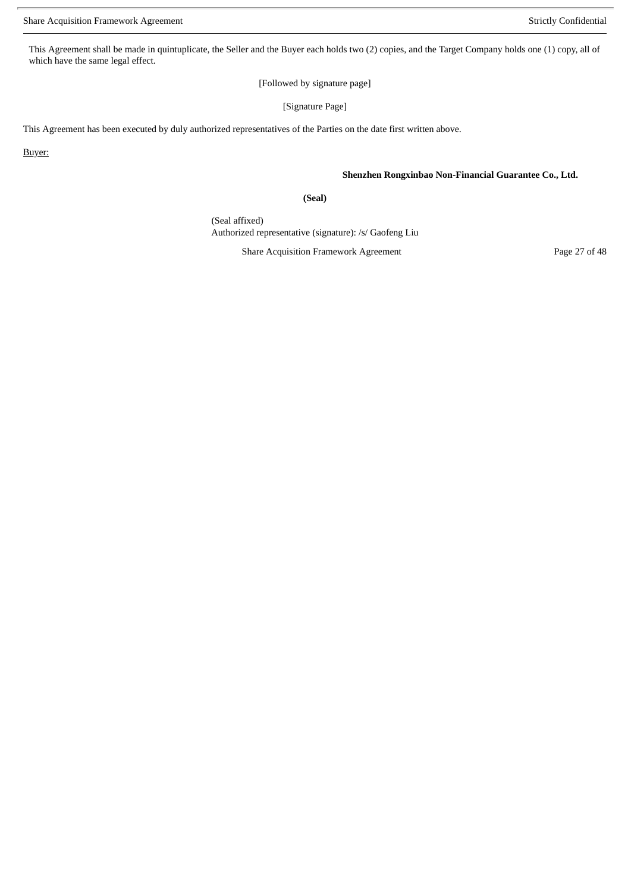This Agreement shall be made in quintuplicate, the Seller and the Buyer each holds two (2) copies, and the Target Company holds one (1) copy, all of which have the same legal effect.

[Followed by signature page]

[Signature Page]

This Agreement has been executed by duly authorized representatives of the Parties on the date first written above.

Buyer:

**Shenzhen Rongxinbao Non-Financial Guarantee Co., Ltd.**

**(Seal)**

(Seal affixed)
Authorized representative (signature): /s/ Gaofeng Liu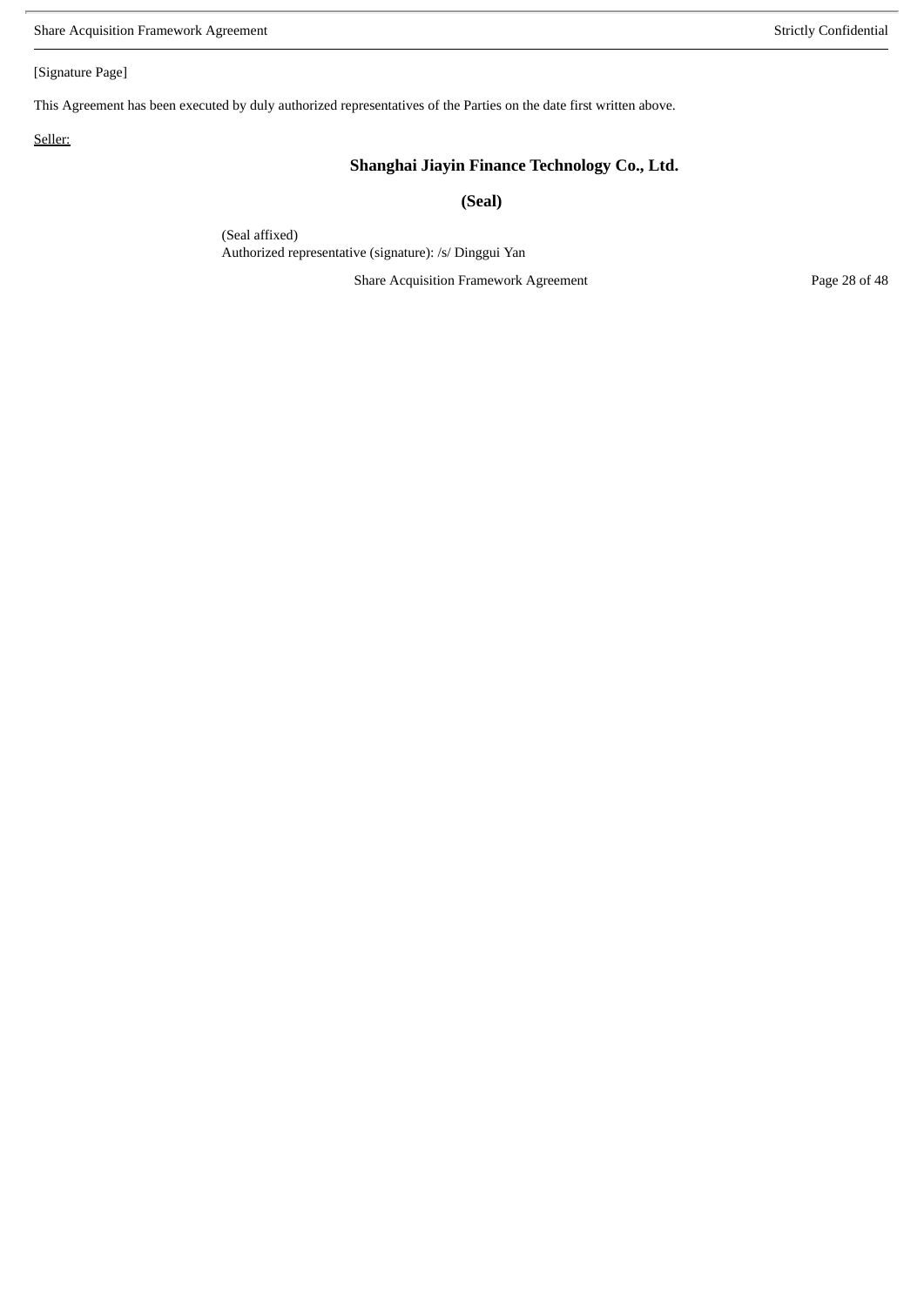[Signature Page]

This Agreement has been executed by duly authorized representatives of the Parties on the date first written above.

Seller:

**Shanghai Jiayin Finance Technology Co., Ltd.**

**(Seal)**

(Seal affixed)
Authorized representative (signature): /s/ Dinggui Yan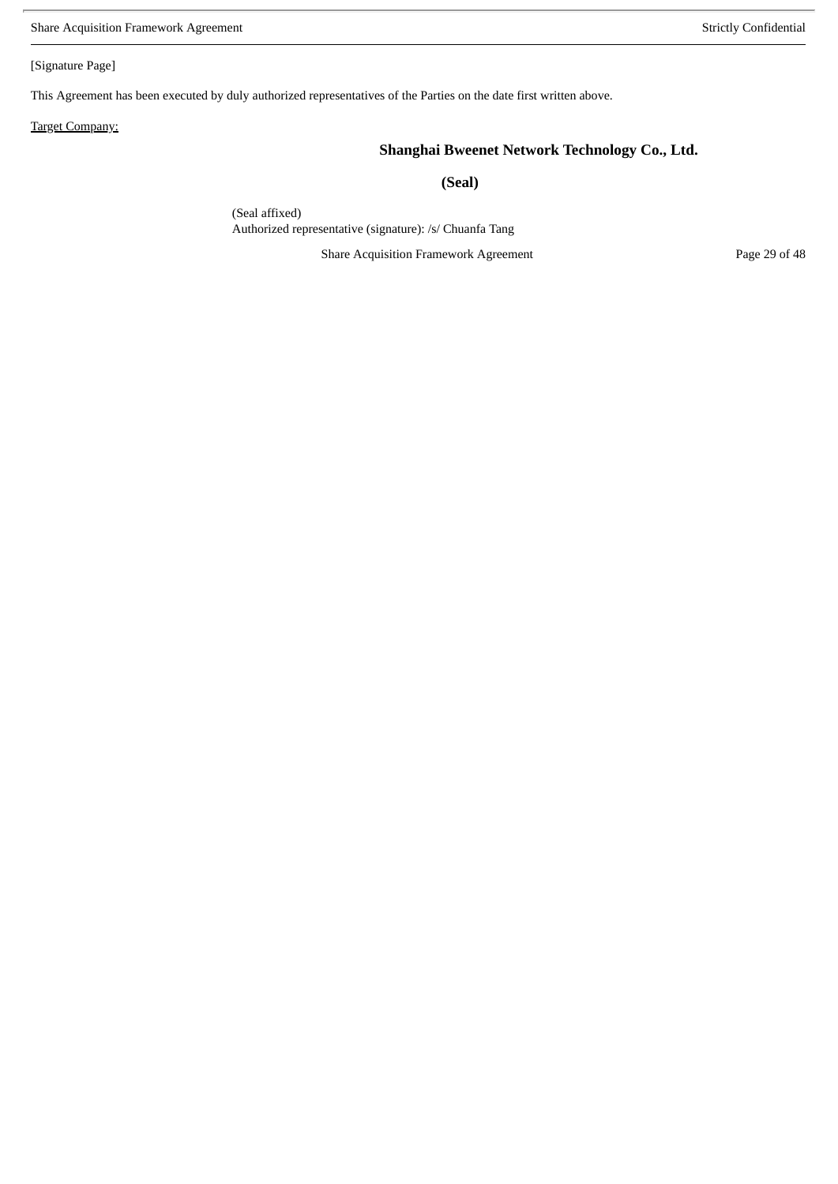[Signature Page]

This Agreement has been executed by duly authorized representatives of the Parties on the date first written above.

Target Company:

**Shanghai Bweenet Network Technology Co., Ltd.**

**(Seal)**

(Seal affixed)
Authorized representative (signature): /s/ Chuanfa Tang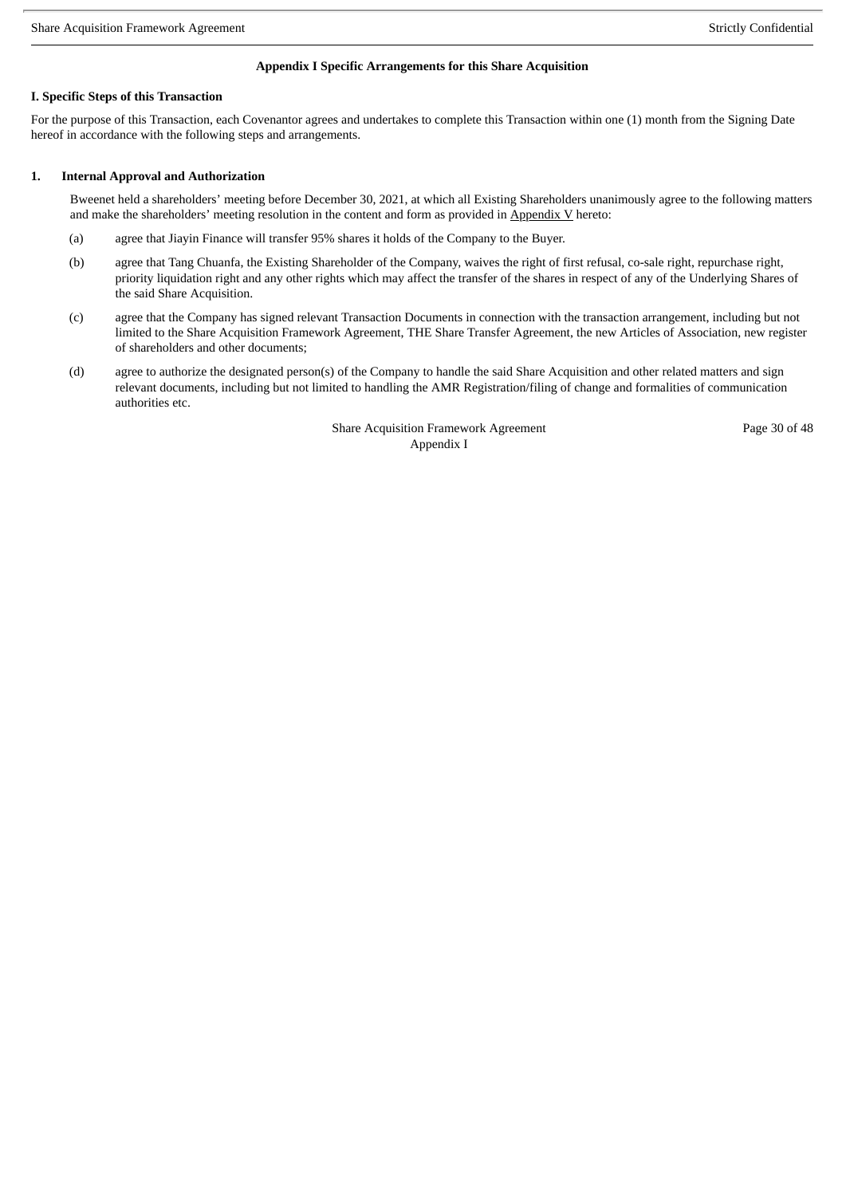### Appendix I Specific Arrangements for this Share Acquisition

**I. Specific Steps of this Transaction**

For the purpose of this Transaction, each Covenantor agrees and undertakes to complete this Transaction within one (1) month from the Signing Date hereof in accordance with the following steps and arrangements.

**1. Internal Approval and Authorization**

Bweenet held a shareholders' meeting before December 30, 2021, at which all Existing Shareholders unanimously agree to the following matters and make the shareholders' meeting resolution in the content and form as provided in Appendix V hereto:

(a) agree that Jiayin Finance will transfer 95% shares it holds of the Company to the Buyer.

(b) agree that Tang Chuanfa, the Existing Shareholder of the Company, waives the right of first refusal, co-sale right, repurchase right, priority liquidation right and any other rights which may affect the transfer of the shares in respect of any of the Underlying Shares of the said Share Acquisition.

(c) agree that the Company has signed relevant Transaction Documents in connection with the transaction arrangement, including but not limited to the Share Acquisition Framework Agreement, THE Share Transfer Agreement, the new Articles of Association, new register of shareholders and other documents;

(d) agree to authorize the designated person(s) of the Company to handle the said Share Acquisition and other related matters and sign relevant documents, including but not limited to handling the AMR Registration/filing of change and formalities of communication authorities etc.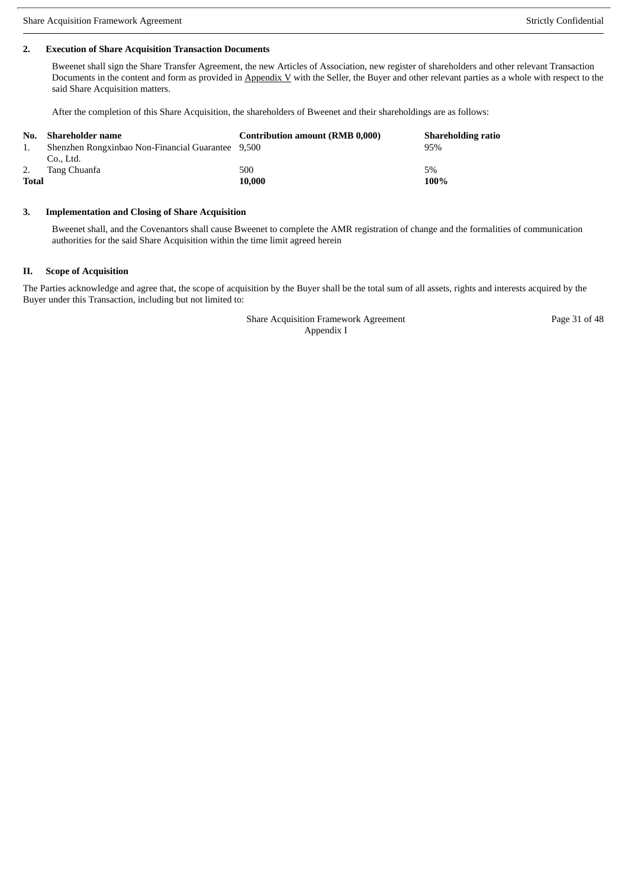### 2. Execution of Share Acquisition Transaction Documents

Bweenet shall sign the Share Transfer Agreement, the new Articles of Association, new register of shareholders and other relevant Transaction Documents in the content and form as provided in Appendix V with the Seller, the Buyer and other relevant parties as a whole with respect to the said Share Acquisition matters.

After the completion of this Share Acquisition, the shareholders of Bweenet and their shareholdings are as follows:

| No. | Shareholder name | Contribution amount (RMB 0,000) | Shareholding ratio |
|---|---|---|---|
| 1. | Shenzhen Rongxinbao Non-Financial Guarantee Co., Ltd. | 9,500 | 95% |
| 2. | Tang Chuanfa | 500 | 5% |
| **Total** | | **10,000** | **100%** |

### 3. Implementation and Closing of Share Acquisition

Bweenet shall, and the Covenantors shall cause Bweenet to complete the AMR registration of change and the formalities of communication authorities for the said Share Acquisition within the time limit agreed herein

## II. Scope of Acquisition

The Parties acknowledge and agree that, the scope of acquisition by the Buyer shall be the total sum of all assets, rights and interests acquired by the Buyer under this Transaction, including but not limited to: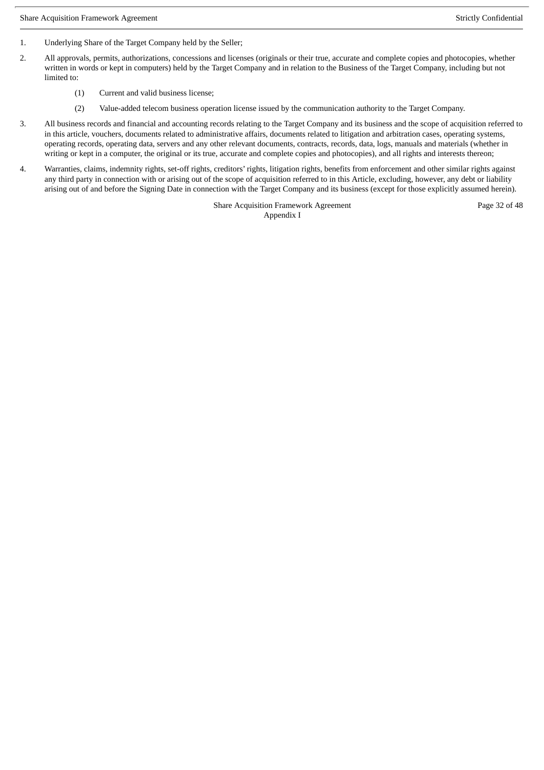1. Underlying Share of the Target Company held by the Seller;

2. All approvals, permits, authorizations, concessions and licenses (originals or their true, accurate and complete copies and photocopies, whether written in words or kept in computers) held by the Target Company and in relation to the Business of the Target Company, including but not limited to:

   (1) Current and valid business license;

   (2) Value-added telecom business operation license issued by the communication authority to the Target Company.

3. All business records and financial and accounting records relating to the Target Company and its business and the scope of acquisition referred to in this article, vouchers, documents related to administrative affairs, documents related to litigation and arbitration cases, operating systems, operating records, operating data, servers and any other relevant documents, contracts, records, data, logs, manuals and materials (whether in writing or kept in a computer, the original or its true, accurate and complete copies and photocopies), and all rights and interests thereon;

4. Warranties, claims, indemnity rights, set-off rights, creditors' rights, litigation rights, benefits from enforcement and other similar rights against any third party in connection with or arising out of the scope of acquisition referred to in this Article, excluding, however, any debt or liability arising out of and before the Signing Date in connection with the Target Company and its business (except for those explicitly assumed herein).

Appendix I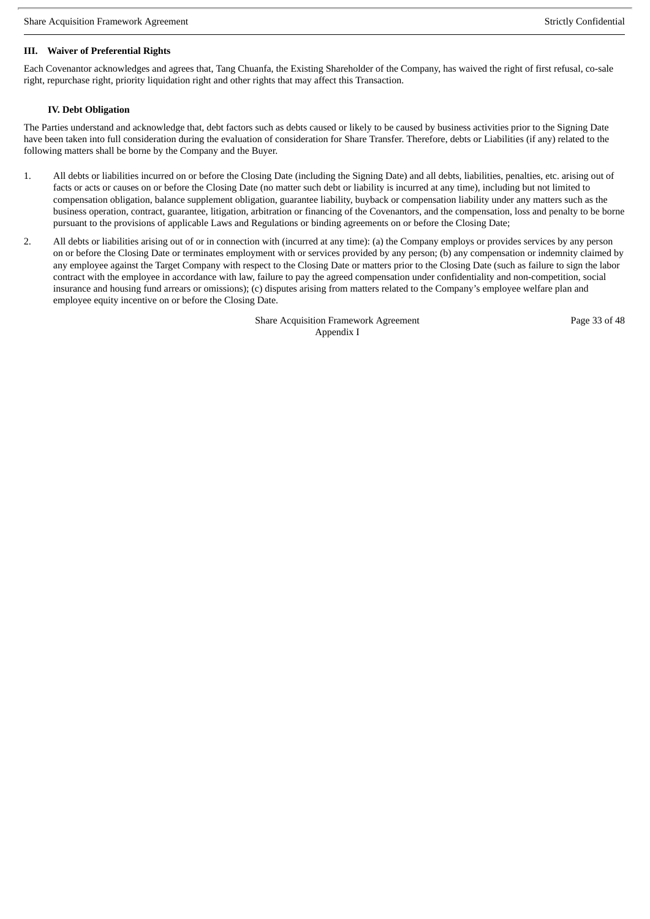## III. Waiver of Preferential Rights

Each Covenantor acknowledges and agrees that, Tang Chuanfa, the Existing Shareholder of the Company, has waived the right of first refusal, co-sale right, repurchase right, priority liquidation right and other rights that may affect this Transaction.

## IV. Debt Obligation

The Parties understand and acknowledge that, debt factors such as debts caused or likely to be caused by business activities prior to the Signing Date have been taken into full consideration during the evaluation of consideration for Share Transfer. Therefore, debts or Liabilities (if any) related to the following matters shall be borne by the Company and the Buyer.

1. All debts or liabilities incurred on or before the Closing Date (including the Signing Date) and all debts, liabilities, penalties, etc. arising out of facts or acts or causes on or before the Closing Date (no matter such debt or liability is incurred at any time), including but not limited to compensation obligation, balance supplement obligation, guarantee liability, buyback or compensation liability under any matters such as the business operation, contract, guarantee, litigation, arbitration or financing of the Covenantors, and the compensation, loss and penalty to be borne pursuant to the provisions of applicable Laws and Regulations or binding agreements on or before the Closing Date;
2. All debts or liabilities arising out of or in connection with (incurred at any time): (a) the Company employs or provides services by any person on or before the Closing Date or terminates employment with or services provided by any person; (b) any compensation or indemnity claimed by any employee against the Target Company with respect to the Closing Date or matters prior to the Closing Date (such as failure to sign the labor contract with the employee in accordance with law, failure to pay the agreed compensation under confidentiality and non-competition, social insurance and housing fund arrears or omissions); (c) disputes arising from matters related to the Company's employee welfare plan and employee equity incentive on or before the Closing Date.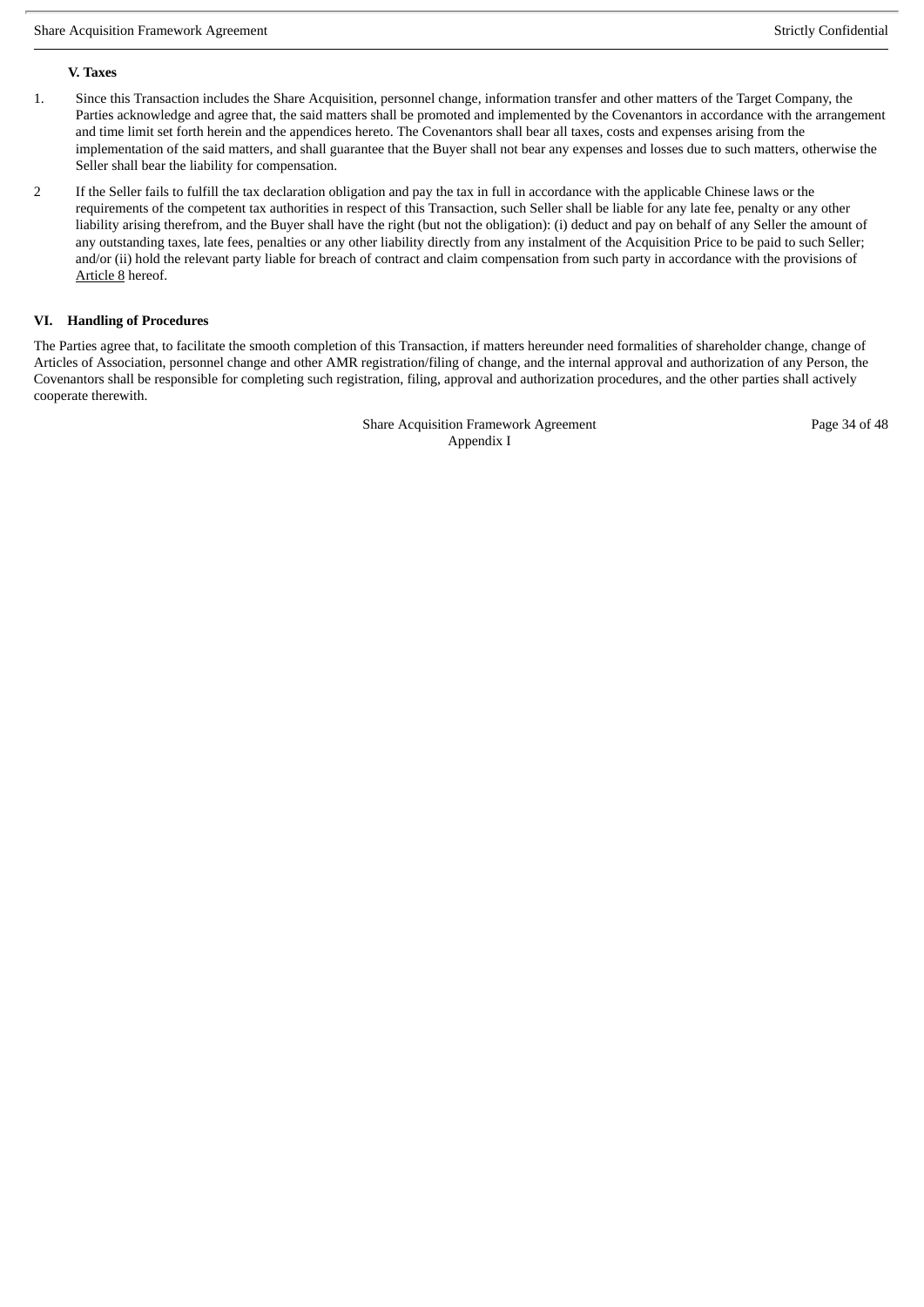### V. Taxes

1. Since this Transaction includes the Share Acquisition, personnel change, information transfer and other matters of the Target Company, the Parties acknowledge and agree that, the said matters shall be promoted and implemented by the Covenantors in accordance with the arrangement and time limit set forth herein and the appendices hereto. The Covenantors shall bear all taxes, costs and expenses arising from the implementation of the said matters, and shall guarantee that the Buyer shall not bear any expenses and losses due to such matters, otherwise the Seller shall bear the liability for compensation.

2 If the Seller fails to fulfill the tax declaration obligation and pay the tax in full in accordance with the applicable Chinese laws or the requirements of the competent tax authorities in respect of this Transaction, such Seller shall be liable for any late fee, penalty or any other liability arising therefrom, and the Buyer shall have the right (but not the obligation): (i) deduct and pay on behalf of any Seller the amount of any outstanding taxes, late fees, penalties or any other liability directly from any instalment of the Acquisition Price to be paid to such Seller; and/or (ii) hold the relevant party liable for breach of contract and claim compensation from such party in accordance with the provisions of Article 8 hereof.

### VI. Handling of Procedures

The Parties agree that, to facilitate the smooth completion of this Transaction, if matters hereunder need formalities of shareholder change, change of Articles of Association, personnel change and other AMR registration/filing of change, and the internal approval and authorization of any Person, the Covenantors shall be responsible for completing such registration, filing, approval and authorization procedures, and the other parties shall actively cooperate therewith.

Share Acquisition Framework Agreement
Appendix I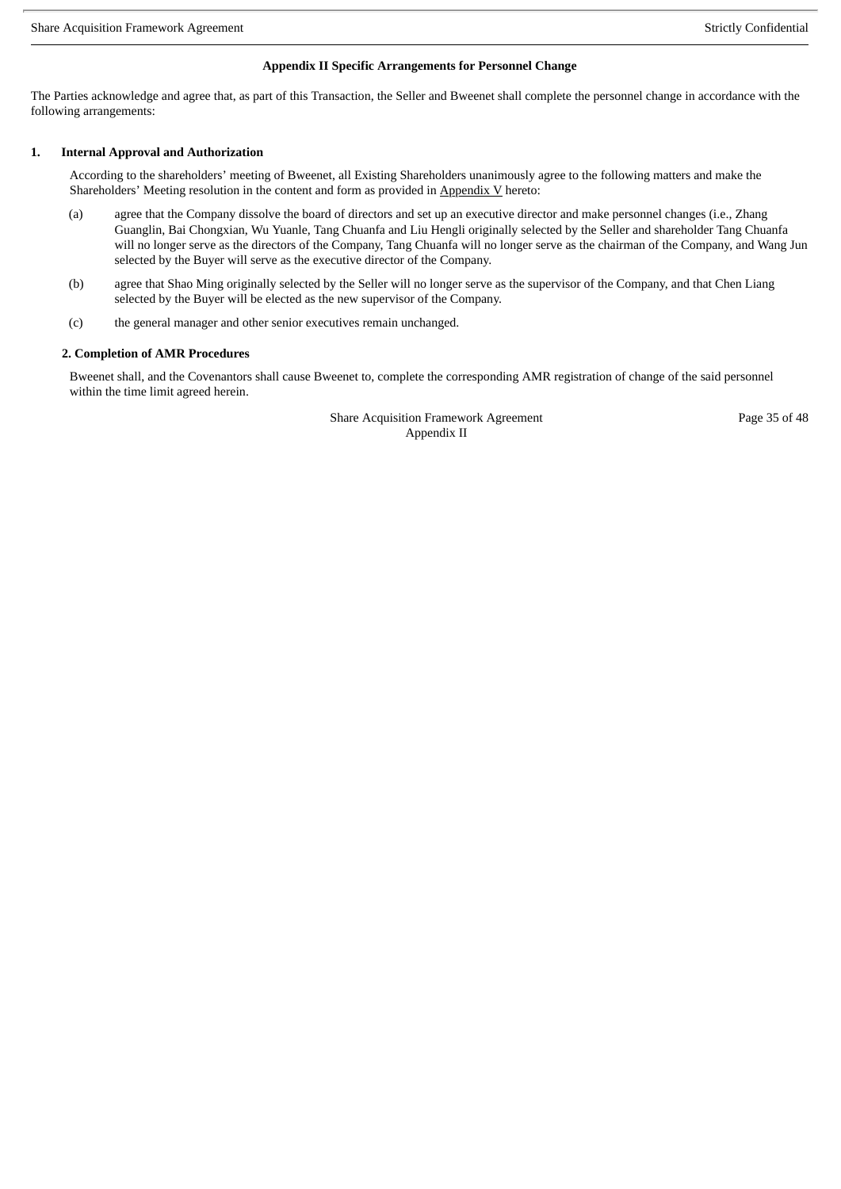**Appendix II Specific Arrangements for Personnel Change**

The Parties acknowledge and agree that, as part of this Transaction, the Seller and Bweenet shall complete the personnel change in accordance with the following arrangements:

**1. Internal Approval and Authorization**

According to the shareholders' meeting of Bweenet, all Existing Shareholders unanimously agree to the following matters and make the Shareholders' Meeting resolution in the content and form as provided in Appendix V hereto:

(a) agree that the Company dissolve the board of directors and set up an executive director and make personnel changes (i.e., Zhang Guanglin, Bai Chongxian, Wu Yuanle, Tang Chuanfa and Liu Hengli originally selected by the Seller and shareholder Tang Chuanfa will no longer serve as the directors of the Company, Tang Chuanfa will no longer serve as the chairman of the Company, and Wang Jun selected by the Buyer will serve as the executive director of the Company.

(b) agree that Shao Ming originally selected by the Seller will no longer serve as the supervisor of the Company, and that Chen Liang selected by the Buyer will be elected as the new supervisor of the Company.

(c) the general manager and other senior executives remain unchanged.

**2. Completion of AMR Procedures**

Bweenet shall, and the Covenantors shall cause Bweenet to, complete the corresponding AMR registration of change of the said personnel within the time limit agreed herein.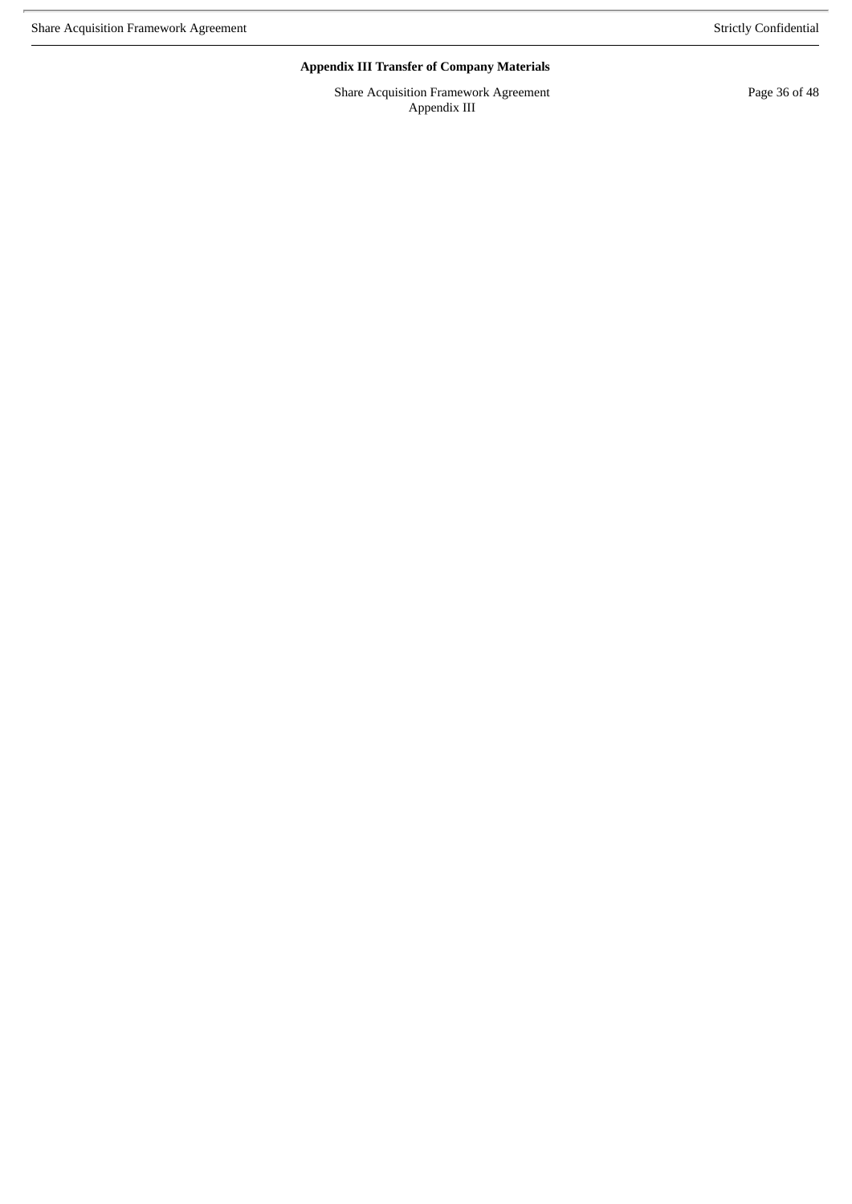**Appendix III Transfer of Company Materials**

Share Acquisition Framework Agreement
Appendix III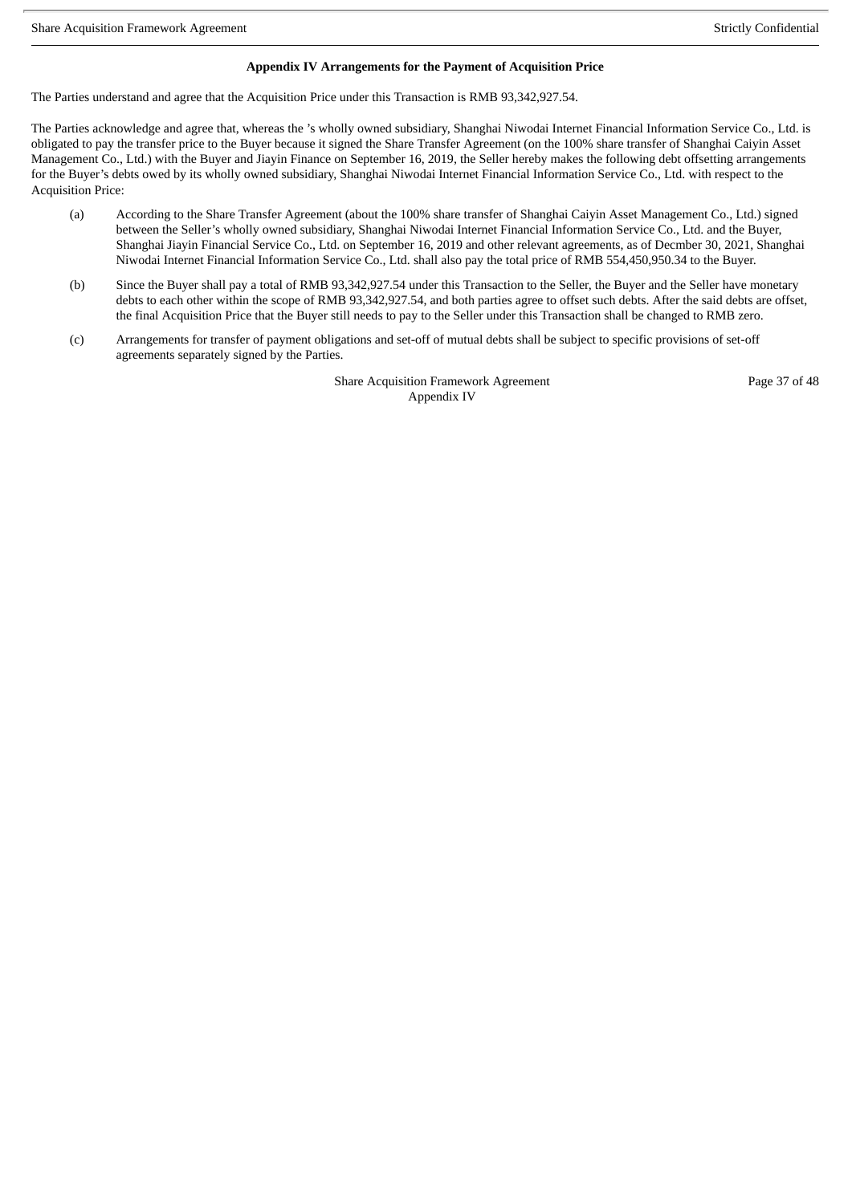**Appendix IV Arrangements for the Payment of Acquisition Price**

The Parties understand and agree that the Acquisition Price under this Transaction is RMB 93,342,927.54.

The Parties acknowledge and agree that, whereas the 's wholly owned subsidiary, Shanghai Niwodai Internet Financial Information Service Co., Ltd. is obligated to pay the transfer price to the Buyer because it signed the Share Transfer Agreement (on the 100% share transfer of Shanghai Caiyin Asset Management Co., Ltd.) with the Buyer and Jiayin Finance on September 16, 2019, the Seller hereby makes the following debt offsetting arrangements for the Buyer's debts owed by its wholly owned subsidiary, Shanghai Niwodai Internet Financial Information Service Co., Ltd. with respect to the Acquisition Price:

(a) According to the Share Transfer Agreement (about the 100% share transfer of Shanghai Caiyin Asset Management Co., Ltd.) signed between the Seller's wholly owned subsidiary, Shanghai Niwodai Internet Financial Information Service Co., Ltd. and the Buyer, Shanghai Jiayin Financial Service Co., Ltd. on September 16, 2019 and other relevant agreements, as of Decmber 30, 2021, Shanghai Niwodai Internet Financial Information Service Co., Ltd. shall also pay the total price of RMB 554,450,950.34 to the Buyer.

(b) Since the Buyer shall pay a total of RMB 93,342,927.54 under this Transaction to the Seller, the Buyer and the Seller have monetary debts to each other within the scope of RMB 93,342,927.54, and both parties agree to offset such debts. After the said debts are offset, the final Acquisition Price that the Buyer still needs to pay to the Seller under this Transaction shall be changed to RMB zero.

(c) Arrangements for transfer of payment obligations and set-off of mutual debts shall be subject to specific provisions of set-off agreements separately signed by the Parties.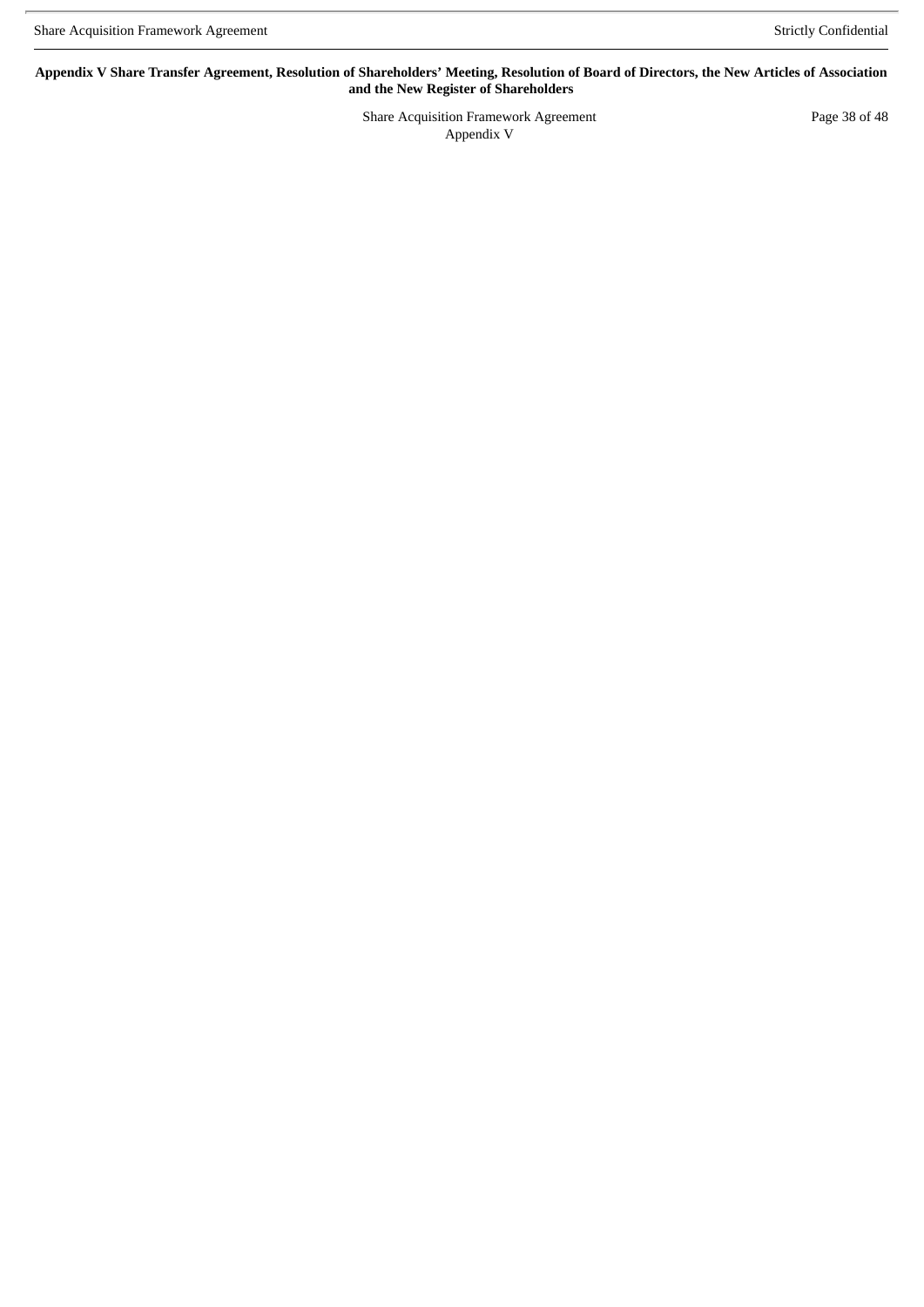**Appendix V Share Transfer Agreement, Resolution of Shareholders' Meeting, Resolution of Board of Directors, the New Articles of Association and the New Register of Shareholders**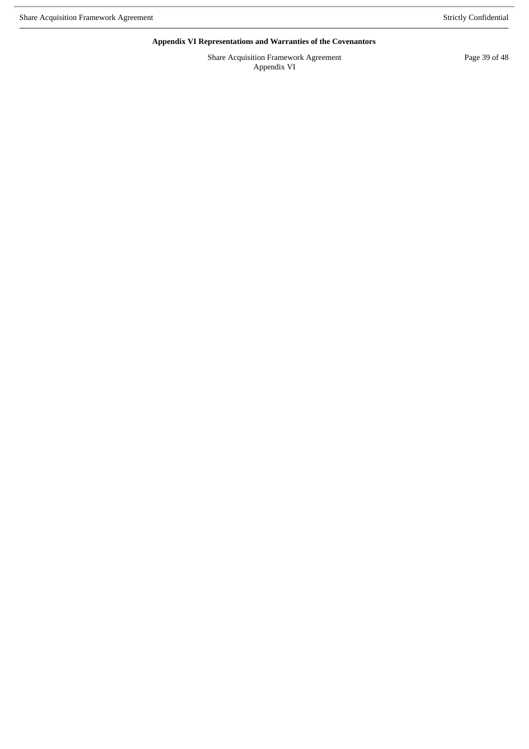**Appendix VI Representations and Warranties of the Covenantors**

Share Acquisition Framework Agreement
Appendix VI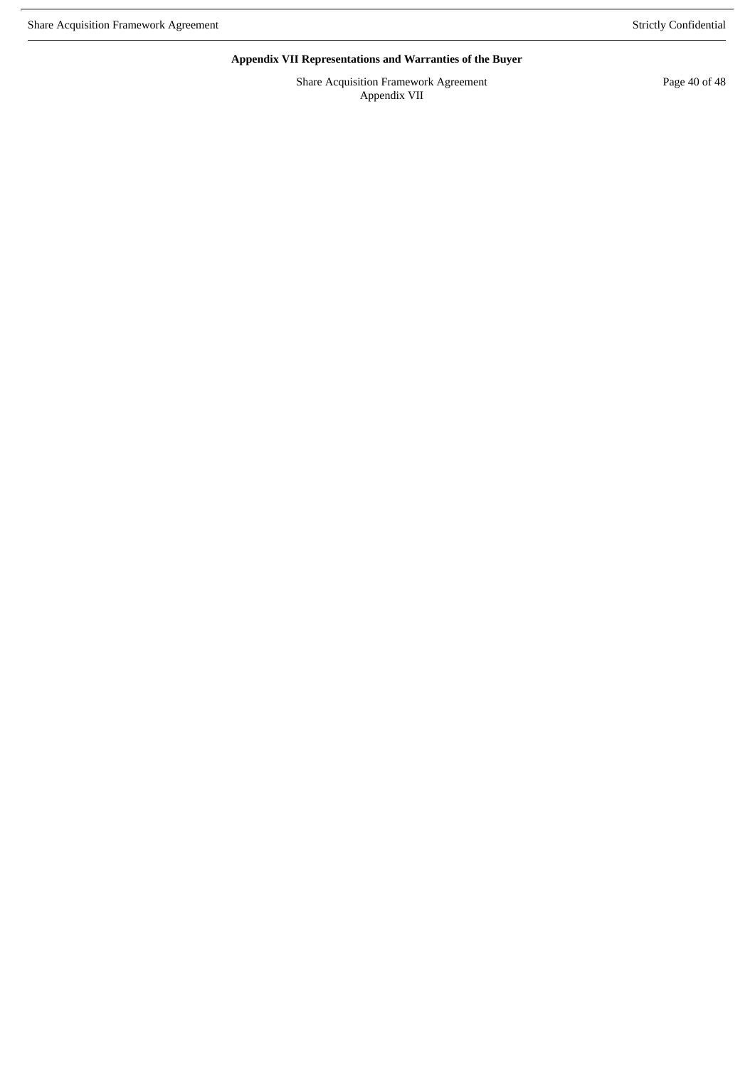**Appendix VII Representations and Warranties of the Buyer**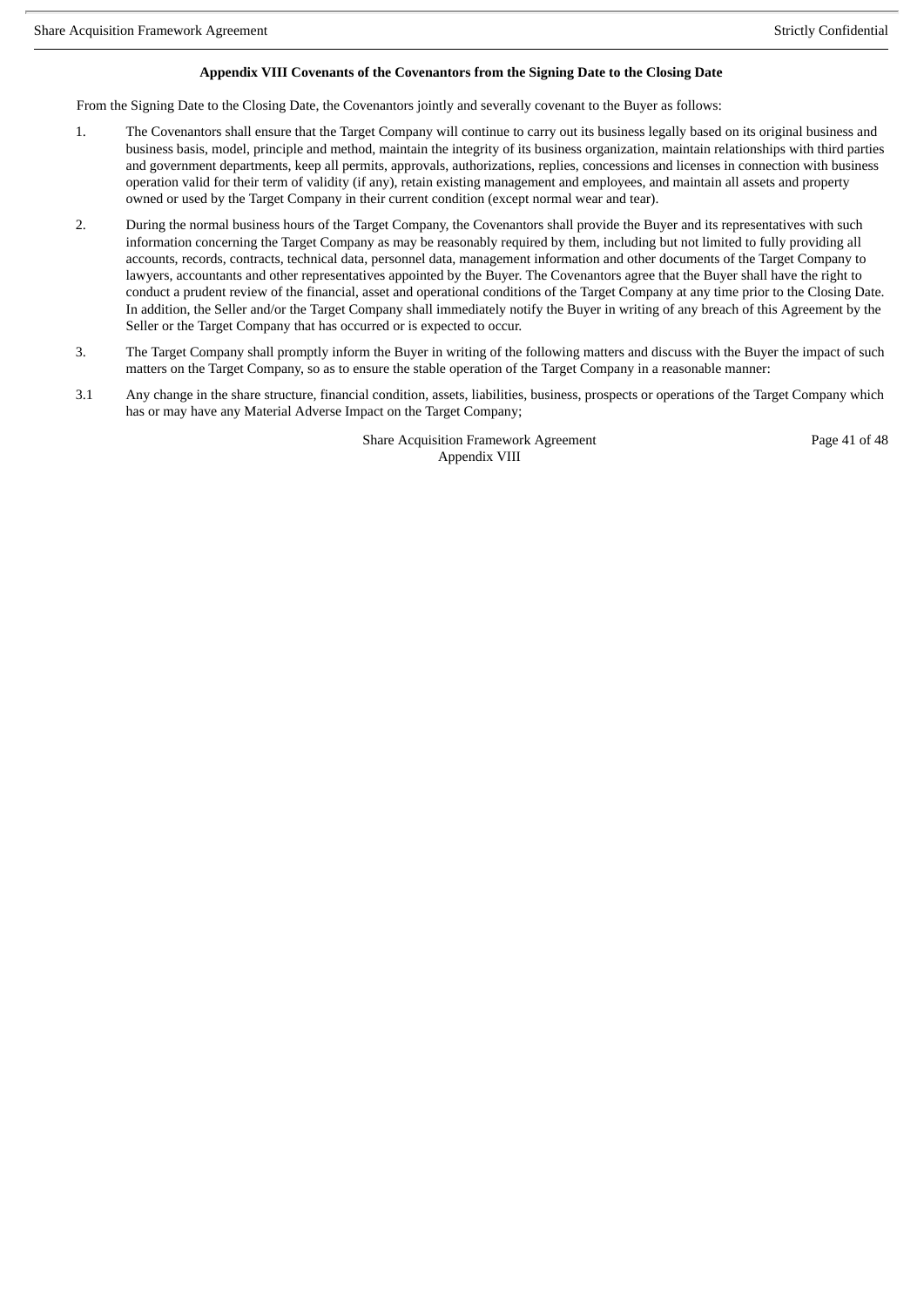### Appendix VIII Covenants of the Covenantors from the Signing Date to the Closing Date

From the Signing Date to the Closing Date, the Covenantors jointly and severally covenant to the Buyer as follows:

1. The Covenantors shall ensure that the Target Company will continue to carry out its business legally based on its original business and business basis, model, principle and method, maintain the integrity of its business organization, maintain relationships with third parties and government departments, keep all permits, approvals, authorizations, replies, concessions and licenses in connection with business operation valid for their term of validity (if any), retain existing management and employees, and maintain all assets and property owned or used by the Target Company in their current condition (except normal wear and tear).

2. During the normal business hours of the Target Company, the Covenantors shall provide the Buyer and its representatives with such information concerning the Target Company as may be reasonably required by them, including but not limited to fully providing all accounts, records, contracts, technical data, personnel data, management information and other documents of the Target Company to lawyers, accountants and other representatives appointed by the Buyer. The Covenantors agree that the Buyer shall have the right to conduct a prudent review of the financial, asset and operational conditions of the Target Company at any time prior to the Closing Date. In addition, the Seller and/or the Target Company shall immediately notify the Buyer in writing of any breach of this Agreement by the Seller or the Target Company that has occurred or is expected to occur.

3. The Target Company shall promptly inform the Buyer in writing of the following matters and discuss with the Buyer the impact of such matters on the Target Company, so as to ensure the stable operation of the Target Company in a reasonable manner:

3.1 Any change in the share structure, financial condition, assets, liabilities, business, prospects or operations of the Target Company which has or may have any Material Adverse Impact on the Target Company;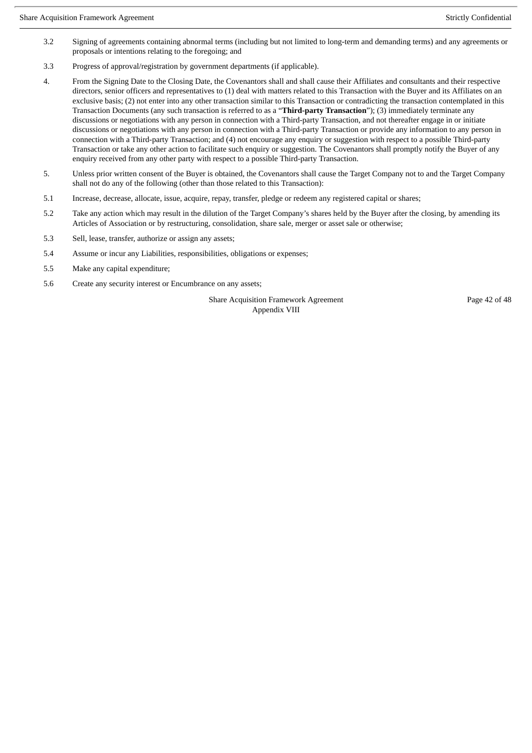3.2 Signing of agreements containing abnormal terms (including but not limited to long-term and demanding terms) and any agreements or proposals or intentions relating to the foregoing; and

3.3 Progress of approval/registration by government departments (if applicable).

4. From the Signing Date to the Closing Date, the Covenantors shall and shall cause their Affiliates and consultants and their respective directors, senior officers and representatives to (1) deal with matters related to this Transaction with the Buyer and its Affiliates on an exclusive basis; (2) not enter into any other transaction similar to this Transaction or contradicting the transaction contemplated in this Transaction Documents (any such transaction is referred to as a "**Third-party Transaction**"); (3) immediately terminate any discussions or negotiations with any person in connection with a Third-party Transaction, and not thereafter engage in or initiate discussions or negotiations with any person in connection with a Third-party Transaction or provide any information to any person in connection with a Third-party Transaction; and (4) not encourage any enquiry or suggestion with respect to a possible Third-party Transaction or take any other action to facilitate such enquiry or suggestion. The Covenantors shall promptly notify the Buyer of any enquiry received from any other party with respect to a possible Third-party Transaction.

5. Unless prior written consent of the Buyer is obtained, the Covenantors shall cause the Target Company not to and the Target Company shall not do any of the following (other than those related to this Transaction):

5.1 Increase, decrease, allocate, issue, acquire, repay, transfer, pledge or redeem any registered capital or shares;

5.2 Take any action which may result in the dilution of the Target Company's shares held by the Buyer after the closing, by amending its Articles of Association or by restructuring, consolidation, share sale, merger or asset sale or otherwise;

5.3 Sell, lease, transfer, authorize or assign any assets;

5.4 Assume or incur any Liabilities, responsibilities, obligations or expenses;

5.5 Make any capital expenditure;

5.6 Create any security interest or Encumbrance on any assets;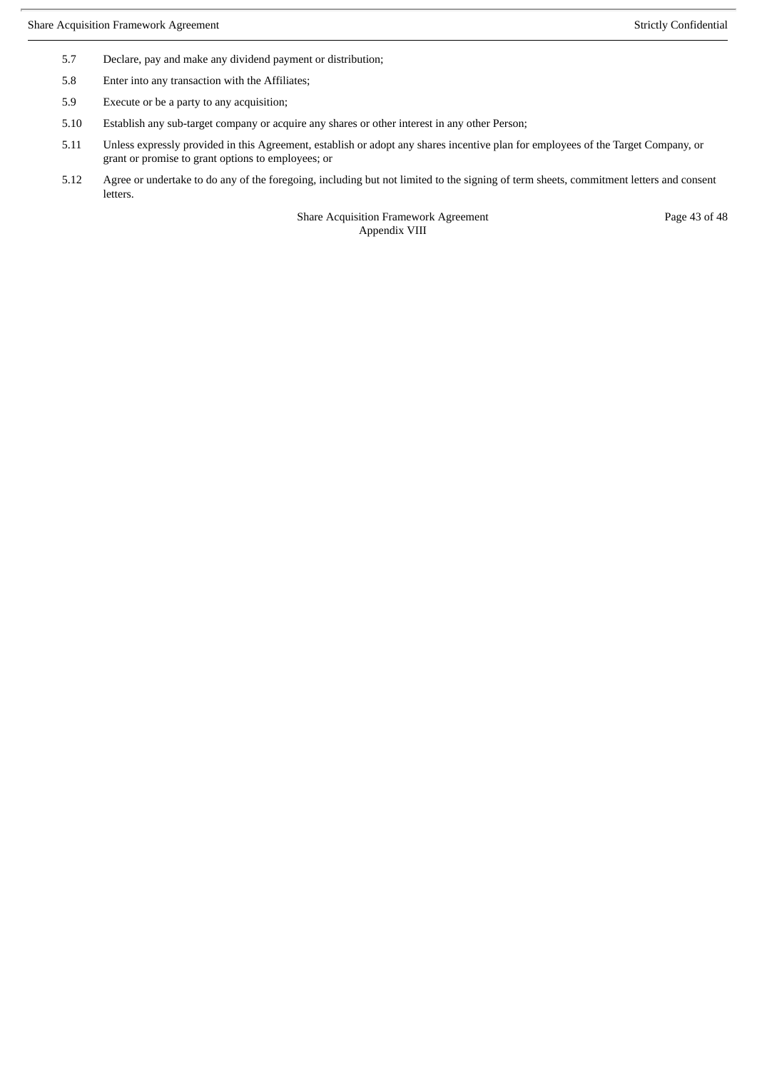5.7 Declare, pay and make any dividend payment or distribution;

5.8 Enter into any transaction with the Affiliates;

5.9 Execute or be a party to any acquisition;

5.10 Establish any sub-target company or acquire any shares or other interest in any other Person;

5.11 Unless expressly provided in this Agreement, establish or adopt any shares incentive plan for employees of the Target Company, or grant or promise to grant options to employees; or

5.12 Agree or undertake to do any of the foregoing, including but not limited to the signing of term sheets, commitment letters and consent letters.

Appendix VIII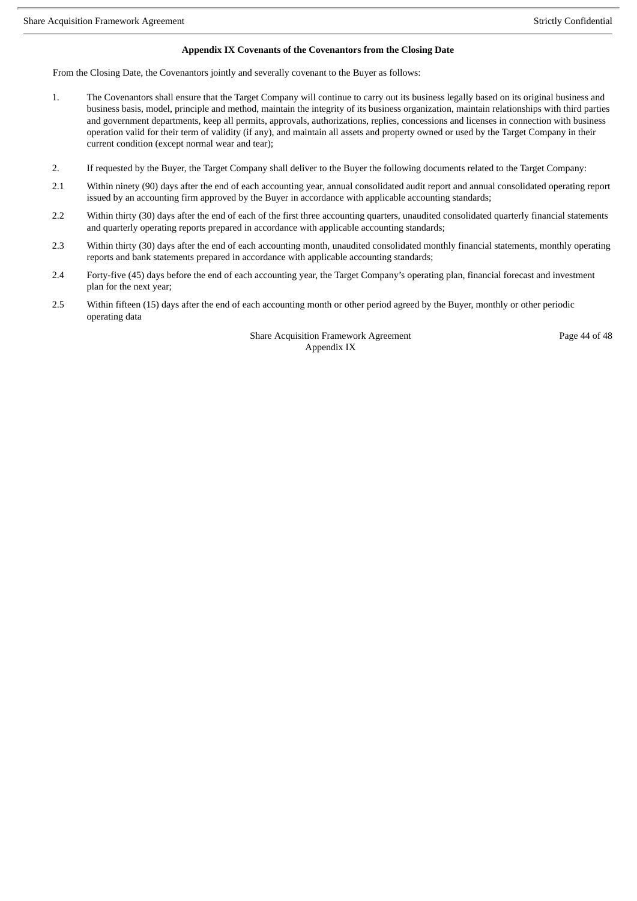**Appendix IX Covenants of the Covenantors from the Closing Date**

From the Closing Date, the Covenantors jointly and severally covenant to the Buyer as follows:

1. The Covenantors shall ensure that the Target Company will continue to carry out its business legally based on its original business and business basis, model, principle and method, maintain the integrity of its business organization, maintain relationships with third parties and government departments, keep all permits, approvals, authorizations, replies, concessions and licenses in connection with business operation valid for their term of validity (if any), and maintain all assets and property owned or used by the Target Company in their current condition (except normal wear and tear);

2. If requested by the Buyer, the Target Company shall deliver to the Buyer the following documents related to the Target Company:

2.1 Within ninety (90) days after the end of each accounting year, annual consolidated audit report and annual consolidated operating report issued by an accounting firm approved by the Buyer in accordance with applicable accounting standards;

2.2 Within thirty (30) days after the end of each of the first three accounting quarters, unaudited consolidated quarterly financial statements and quarterly operating reports prepared in accordance with applicable accounting standards;

2.3 Within thirty (30) days after the end of each accounting month, unaudited consolidated monthly financial statements, monthly operating reports and bank statements prepared in accordance with applicable accounting standards;

2.4 Forty-five (45) days before the end of each accounting year, the Target Company's operating plan, financial forecast and investment plan for the next year;

2.5 Within fifteen (15) days after the end of each accounting month or other period agreed by the Buyer, monthly or other periodic operating data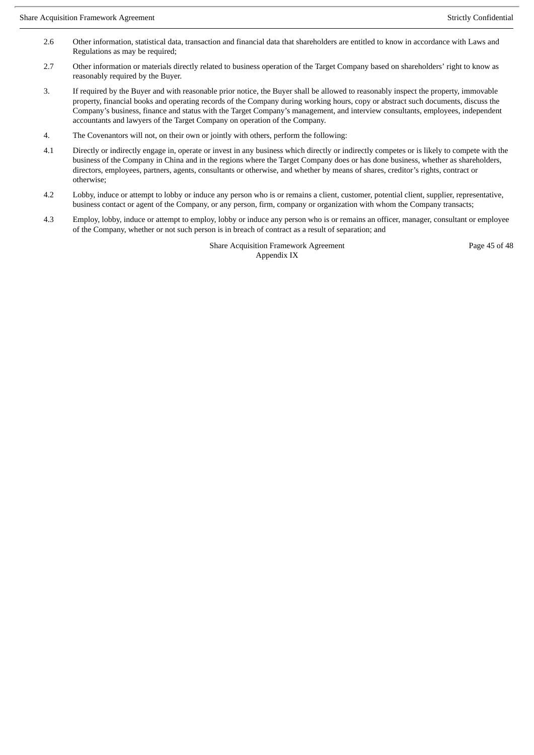2.6 Other information, statistical data, transaction and financial data that shareholders are entitled to know in accordance with Laws and Regulations as may be required;

2.7 Other information or materials directly related to business operation of the Target Company based on shareholders' right to know as reasonably required by the Buyer.

3. If required by the Buyer and with reasonable prior notice, the Buyer shall be allowed to reasonably inspect the property, immovable property, financial books and operating records of the Company during working hours, copy or abstract such documents, discuss the Company's business, finance and status with the Target Company's management, and interview consultants, employees, independent accountants and lawyers of the Target Company on operation of the Company.

4. The Covenantors will not, on their own or jointly with others, perform the following:

4.1 Directly or indirectly engage in, operate or invest in any business which directly or indirectly competes or is likely to compete with the business of the Company in China and in the regions where the Target Company does or has done business, whether as shareholders, directors, employees, partners, agents, consultants or otherwise, and whether by means of shares, creditor's rights, contract or otherwise;

4.2 Lobby, induce or attempt to lobby or induce any person who is or remains a client, customer, potential client, supplier, representative, business contact or agent of the Company, or any person, firm, company or organization with whom the Company transacts;

4.3 Employ, lobby, induce or attempt to employ, lobby or induce any person who is or remains an officer, manager, consultant or employee of the Company, whether or not such person is in breach of contract as a result of separation; and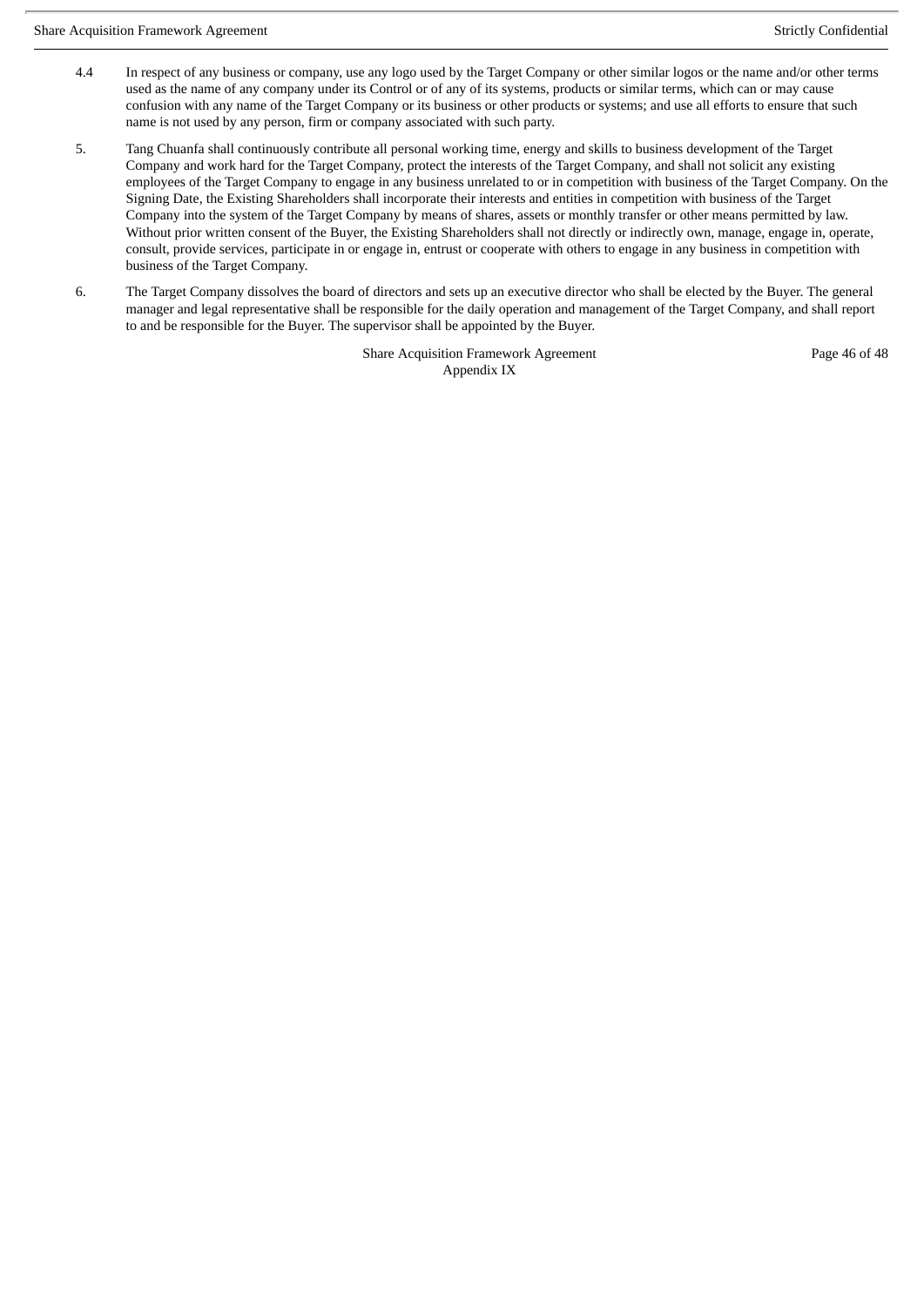4.4 In respect of any business or company, use any logo used by the Target Company or other similar logos or the name and/or other terms used as the name of any company under its Control or of any of its systems, products or similar terms, which can or may cause confusion with any name of the Target Company or its business or other products or systems; and use all efforts to ensure that such name is not used by any person, firm or company associated with such party.

5. Tang Chuanfa shall continuously contribute all personal working time, energy and skills to business development of the Target Company and work hard for the Target Company, protect the interests of the Target Company, and shall not solicit any existing employees of the Target Company to engage in any business unrelated to or in competition with business of the Target Company. On the Signing Date, the Existing Shareholders shall incorporate their interests and entities in competition with business of the Target Company into the system of the Target Company by means of shares, assets or monthly transfer or other means permitted by law. Without prior written consent of the Buyer, the Existing Shareholders shall not directly or indirectly own, manage, engage in, operate, consult, provide services, participate in or engage in, entrust or cooperate with others to engage in any business in competition with business of the Target Company.

6. The Target Company dissolves the board of directors and sets up an executive director who shall be elected by the Buyer. The general manager and legal representative shall be responsible for the daily operation and management of the Target Company, and shall report to and be responsible for the Buyer. The supervisor shall be appointed by the Buyer.

Share Acquisition Framework Agreement
Appendix IX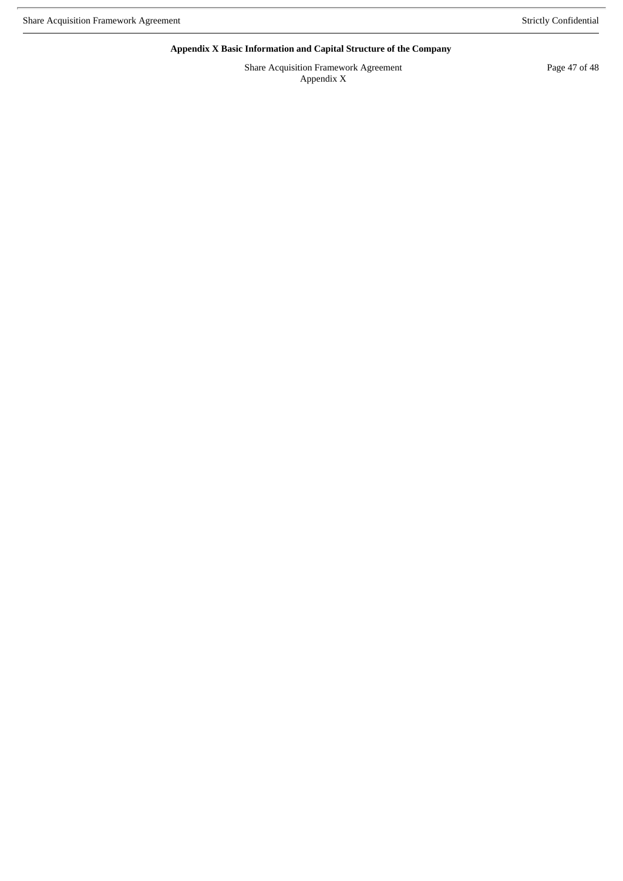**Appendix X Basic Information and Capital Structure of the Company**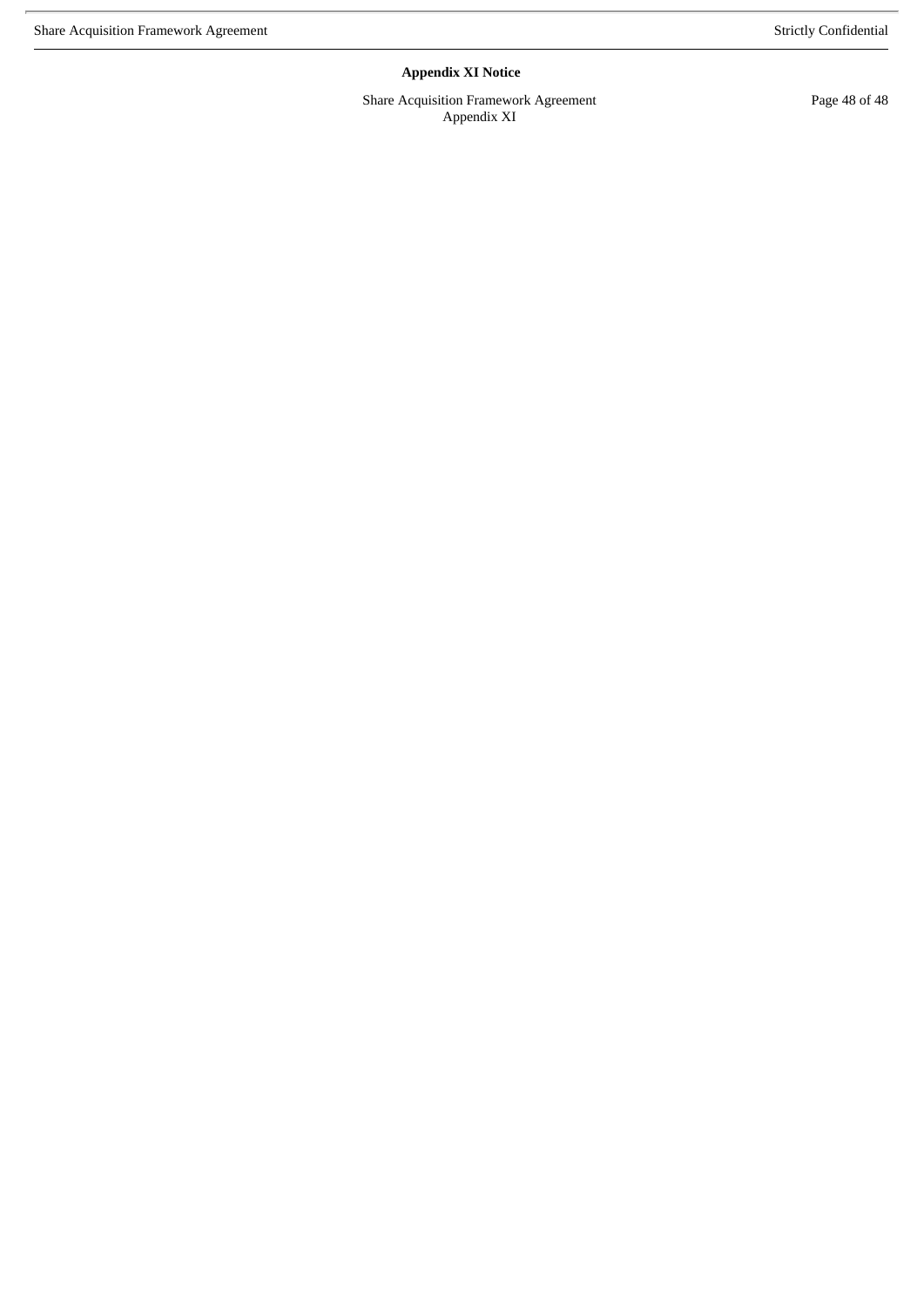**Appendix XI Notice**